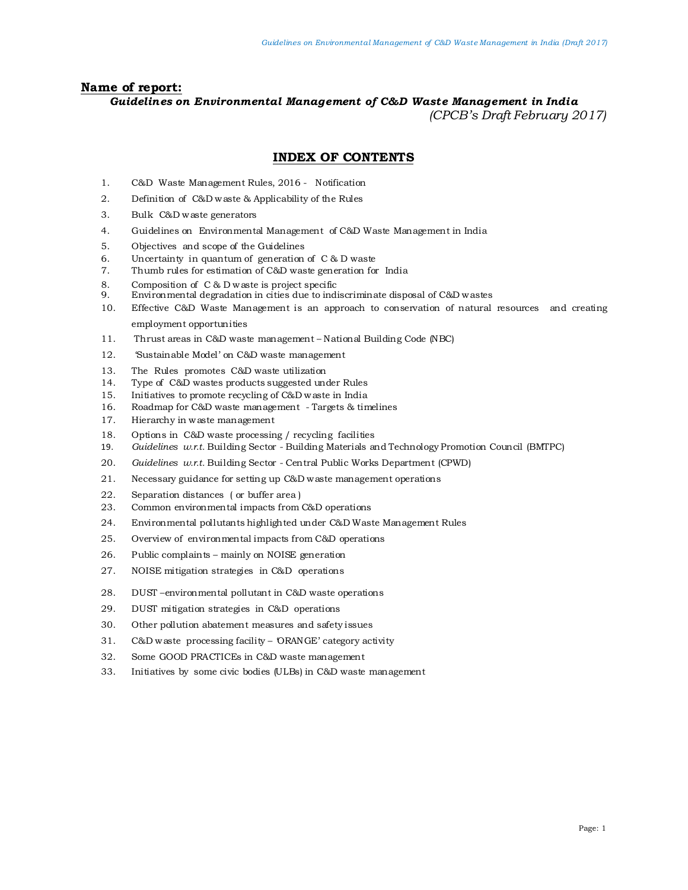**Name of report:**

***Guidelines on Environmental Management of C&D Waste Management in India***

*(CPCB's Draft February 2017)*

## INDEX OF CONTENTS

1. C&D Waste Management Rules, 2016 - Notification
2. Definition of C&D waste & Applicability of the Rules
3. Bulk C&D waste generators
4. Guidelines on Environmental Management of C&D Waste Management in India
5. Objectives and scope of the Guidelines
6. Uncertainty in quantum of generation of C & D waste
7. Thumb rules for estimation of C&D waste generation for India
8. Composition of C & D waste is project specific
9. Environmental degradation in cities due to indiscriminate disposal of C&D wastes
10. Effective C&D Waste Management is an approach to conservation of natural resources and creating employment opportunities
11. Thrust areas in C&D waste management – National Building Code (NBC)
12. 'Sustainable Model' on C&D waste management
13. The Rules promotes C&D waste utilization
14. Type of C&D wastes products suggested under Rules
15. Initiatives to promote recycling of C&D waste in India
16. Roadmap for C&D waste management - Targets & timelines
17. Hierarchy in waste management
18. Options in C&D waste processing / recycling facilities
19. *Guidelines w.r.t.* Building Sector - Building Materials and Technology Promotion Council (BMTPC)
20. *Guidelines w.r.t.* Building Sector - Central Public Works Department (CPWD)
21. Necessary guidance for setting up C&D waste management operations
22. Separation distances ( or buffer area )
23. Common environmental impacts from C&D operations
24. Environmental pollutants highlighted under C&D Waste Management Rules
25. Overview of environmental impacts from C&D operations
26. Public complaints – mainly on NOISE generation
27. NOISE mitigation strategies in C&D operations
28. DUST –environmental pollutant in C&D waste operations
29. DUST mitigation strategies in C&D operations
30. Other pollution abatement measures and safety issues
31. C&D waste processing facility – 'ORANGE' category activity
32. Some GOOD PRACTICEs in C&D waste management
33. Initiatives by some civic bodies (ULBs) in C&D waste management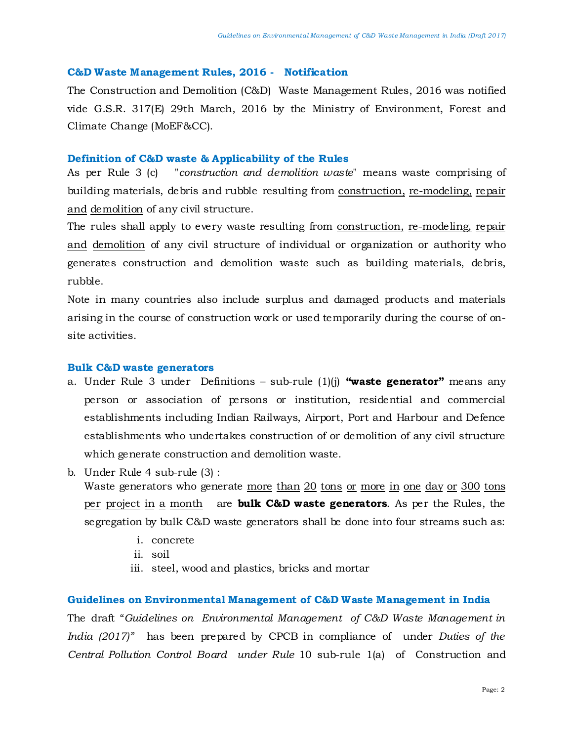## C&D Waste Management Rules, 2016 - Notification

The Construction and Demolition (C&D) Waste Management Rules, 2016 was notified vide G.S.R. 317(E) 29th March, 2016 by the Ministry of Environment, Forest and Climate Change (MoEF&CC).

## Definition of C&D waste & Applicability of the Rules

As per Rule 3 (c) "*construction and demolition waste*" means waste comprising of building materials, debris and rubble resulting from construction, re-modeling, repair and demolition of any civil structure.

The rules shall apply to every waste resulting from construction, re-modeling, repair and demolition of any civil structure of individual or organization or authority who generates construction and demolition waste such as building materials, debris, rubble.

Note in many countries also include surplus and damaged products and materials arising in the course of construction work or used temporarily during the course of on-site activities.

## Bulk C&D waste generators

a. Under Rule 3 under Definitions – sub-rule (1)(j) **"waste generator"** means any person or association of persons or institution, residential and commercial establishments including Indian Railways, Airport, Port and Harbour and Defence establishments who undertakes construction of or demolition of any civil structure which generate construction and demolition waste.

b. Under Rule 4 sub-rule (3) :
   Waste generators who generate more than 20 tons or more in one day or 300 tons per project in a month are **bulk C&D waste generators**. As per the Rules, the segregation by bulk C&D waste generators shall be done into four streams such as:

   i. concrete
   ii. soil
   iii. steel, wood and plastics, bricks and mortar

## Guidelines on Environmental Management of C&D Waste Management in India

The draft "*Guidelines on Environmental Management of C&D Waste Management in India (2017)*" has been prepared by CPCB in compliance of under *Duties of the Central Pollution Control Board under Rule* 10 sub-rule 1(a) of Construction and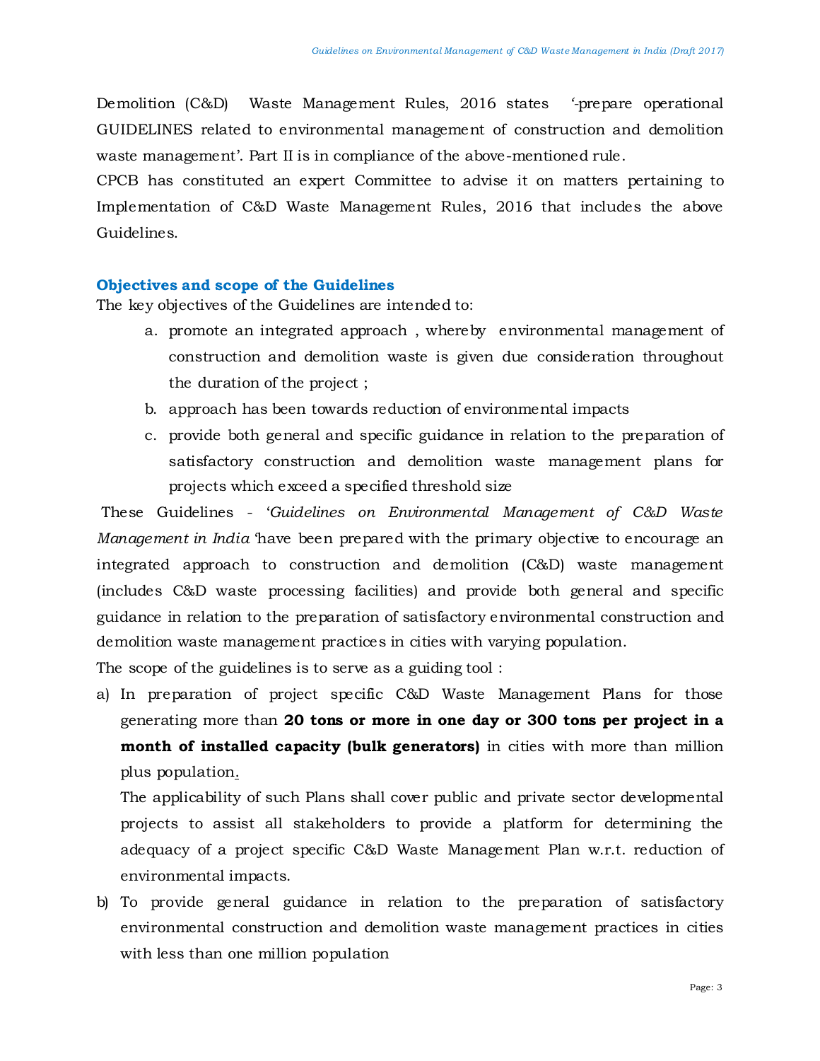Demolition (C&D) Waste Management Rules, 2016 states '-prepare operational GUIDELINES related to environmental management of construction and demolition waste management'. Part II is in compliance of the above-mentioned rule.

CPCB has constituted an expert Committee to advise it on matters pertaining to Implementation of C&D Waste Management Rules, 2016 that includes the above Guidelines.

## Objectives and scope of the Guidelines

The key objectives of the Guidelines are intended to:

a. promote an integrated approach , whereby environmental management of construction and demolition waste is given due consideration throughout the duration of the project ;
b. approach has been towards reduction of environmental impacts
c. provide both general and specific guidance in relation to the preparation of satisfactory construction and demolition waste management plans for projects which exceed a specified threshold size

These Guidelines - '*Guidelines on Environmental Management of C&D Waste Management in India* 'have been prepared with the primary objective to encourage an integrated approach to construction and demolition (C&D) waste management (includes C&D waste processing facilities) and provide both general and specific guidance in relation to the preparation of satisfactory environmental construction and demolition waste management practices in cities with varying population.

The scope of the guidelines is to serve as a guiding tool :

a) In preparation of project specific C&D Waste Management Plans for those generating more than **20 tons or more in one day or 300 tons per project in a month of installed capacity (bulk generators)** in cities with more than million plus population.

   The applicability of such Plans shall cover public and private sector developmental projects to assist all stakeholders to provide a platform for determining the adequacy of a project specific C&D Waste Management Plan w.r.t. reduction of environmental impacts.

b) To provide general guidance in relation to the preparation of satisfactory environmental construction and demolition waste management practices in cities with less than one million population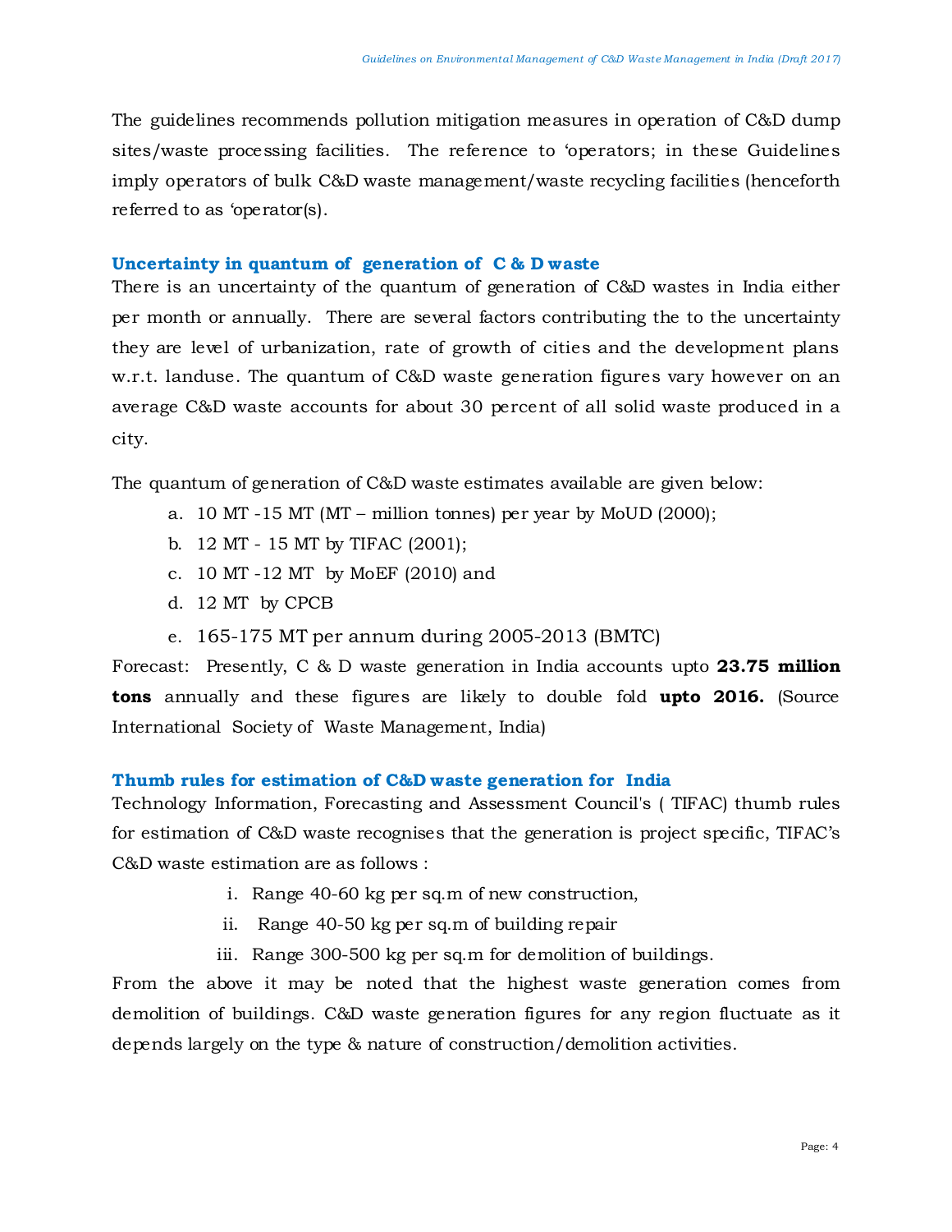The guidelines recommends pollution mitigation measures in operation of C&D dump sites/waste processing facilities. The reference to 'operators; in these Guidelines imply operators of bulk C&D waste management/waste recycling facilities (henceforth referred to as 'operator(s).

### Uncertainty in quantum of generation of C & D waste

There is an uncertainty of the quantum of generation of C&D wastes in India either per month or annually. There are several factors contributing the to the uncertainty they are level of urbanization, rate of growth of cities and the development plans w.r.t. landuse. The quantum of C&D waste generation figures vary however on an average C&D waste accounts for about 30 percent of all solid waste produced in a city.

The quantum of generation of C&D waste estimates available are given below:

a. 10 MT -15 MT (MT – million tonnes) per year by MoUD (2000);
b. 12 MT - 15 MT by TIFAC (2001);
c. 10 MT -12 MT by MoEF (2010) and
d. 12 MT by CPCB
e. 165-175 MT per annum during 2005-2013 (BMTC)

Forecast: Presently, C & D waste generation in India accounts upto **23.75 million tons** annually and these figures are likely to double fold **upto 2016.** (Source International Society of Waste Management, India)

### Thumb rules for estimation of C&D waste generation for India

Technology Information, Forecasting and Assessment Council's ( TIFAC) thumb rules for estimation of C&D waste recognises that the generation is project specific, TIFAC's C&D waste estimation are as follows :

i. Range 40-60 kg per sq.m of new construction,
ii. Range 40-50 kg per sq.m of building repair
iii. Range 300-500 kg per sq.m for demolition of buildings.

From the above it may be noted that the highest waste generation comes from demolition of buildings. C&D waste generation figures for any region fluctuate as it depends largely on the type & nature of construction/demolition activities.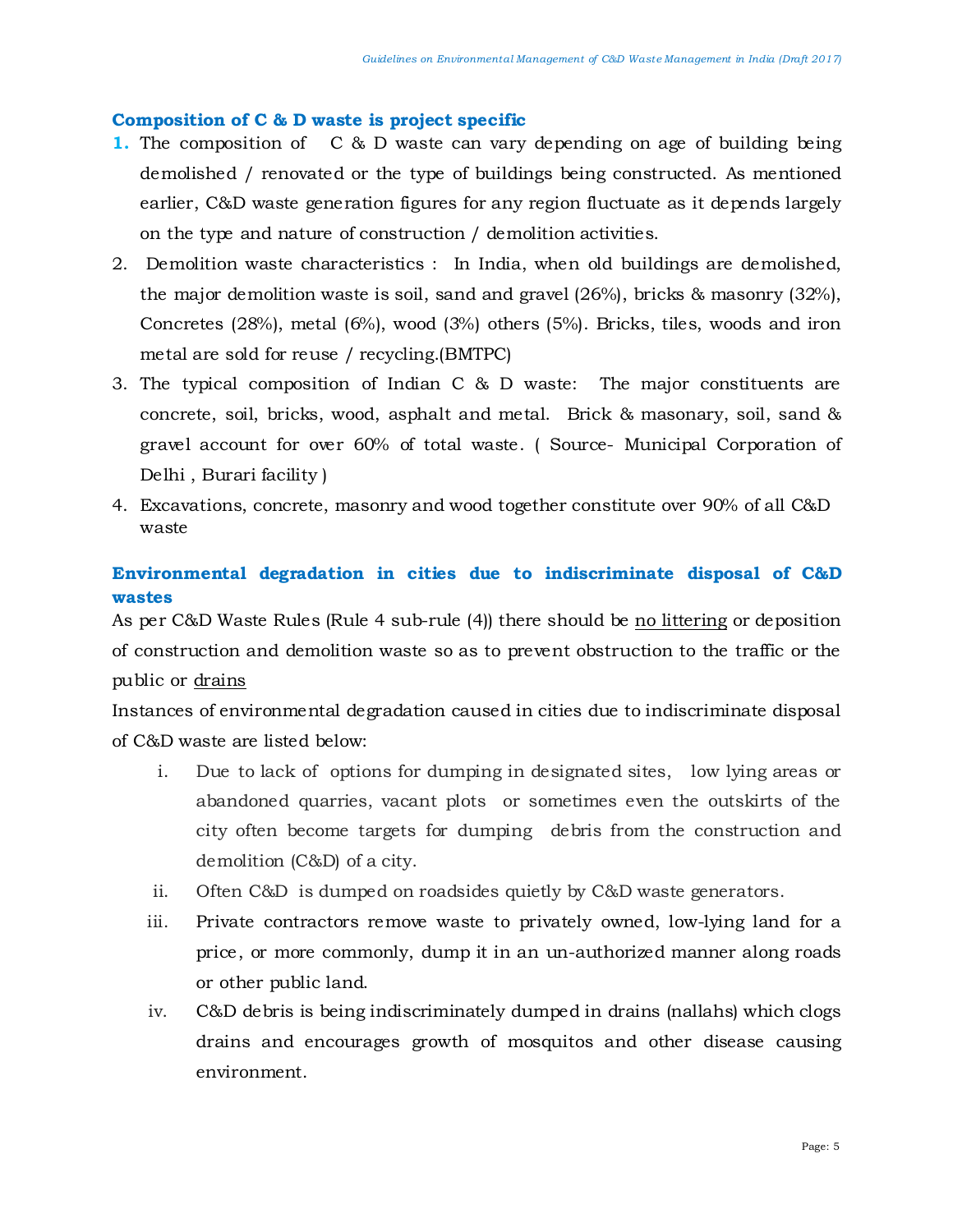### Composition of C & D waste is project specific

1. The composition of C & D waste can vary depending on age of building being demolished / renovated or the type of buildings being constructed. As mentioned earlier, C&D waste generation figures for any region fluctuate as it depends largely on the type and nature of construction / demolition activities.
2. Demolition waste characteristics : In India, when old buildings are demolished, the major demolition waste is soil, sand and gravel (26%), bricks & masonry (32%), Concretes (28%), metal (6%), wood (3%) others (5%). Bricks, tiles, woods and iron metal are sold for reuse / recycling.(BMTPC)
3. The typical composition of Indian C & D waste: The major constituents are concrete, soil, bricks, wood, asphalt and metal. Brick & masonary, soil, sand & gravel account for over 60% of total waste. ( Source- Municipal Corporation of Delhi , Burari facility )
4. Excavations, concrete, masonry and wood together constitute over 90% of all C&D waste

### Environmental degradation in cities due to indiscriminate disposal of C&D wastes

As per C&D Waste Rules (Rule 4 sub-rule (4)) there should be no littering or deposition of construction and demolition waste so as to prevent obstruction to the traffic or the public or drains

Instances of environmental degradation caused in cities due to indiscriminate disposal of C&D waste are listed below:

i. Due to lack of options for dumping in designated sites, low lying areas or abandoned quarries, vacant plots or sometimes even the outskirts of the city often become targets for dumping debris from the construction and demolition (C&D) of a city.

ii. Often C&D is dumped on roadsides quietly by C&D waste generators.

iii. Private contractors remove waste to privately owned, low-lying land for a price, or more commonly, dump it in an un-authorized manner along roads or other public land.

iv. C&D debris is being indiscriminately dumped in drains (nallahs) which clogs drains and encourages growth of mosquitos and other disease causing environment.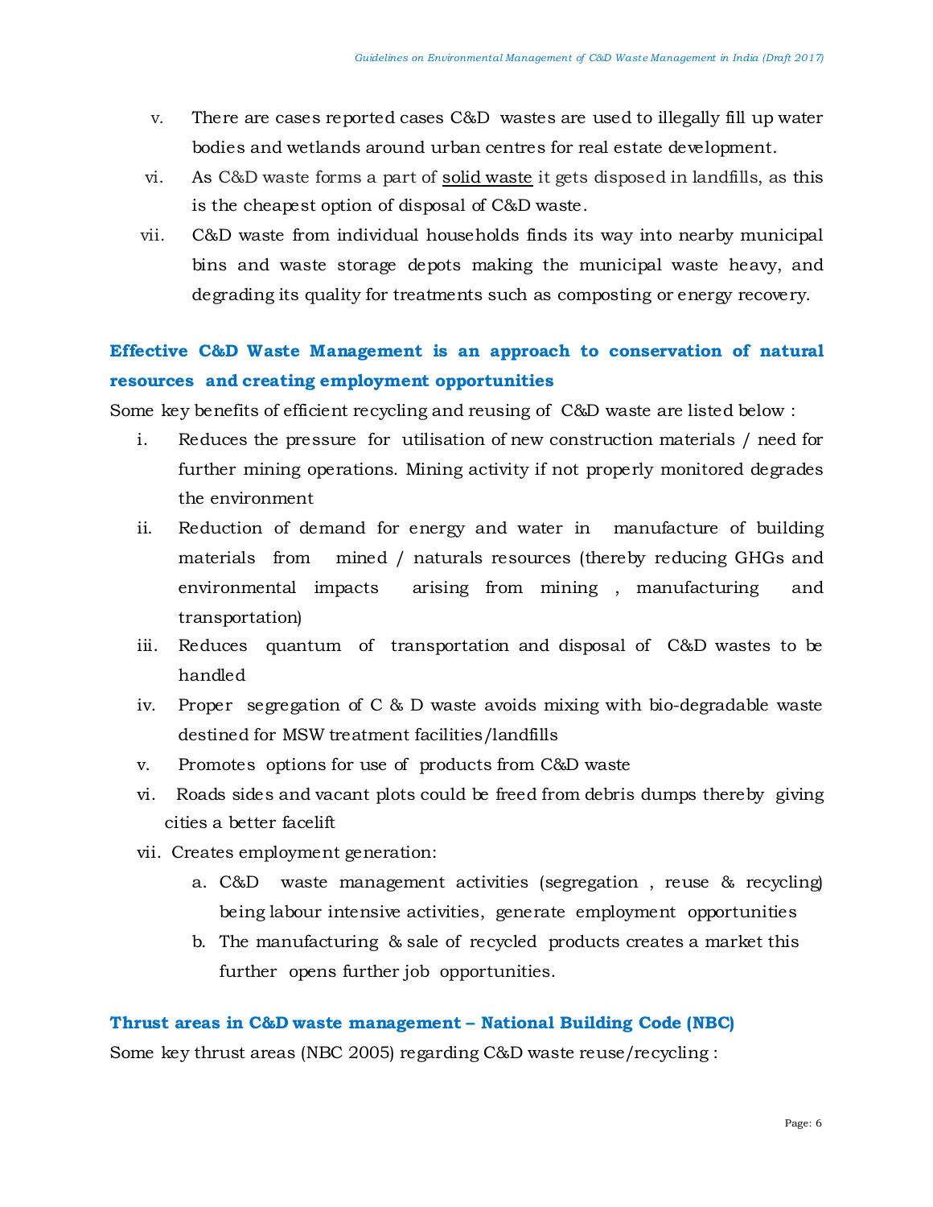v. There are cases reported cases C&D wastes are used to illegally fill up water bodies and wetlands around urban centres for real estate development.

vi. As C&D waste forms a part of solid waste it gets disposed in landfills, as this is the cheapest option of disposal of C&D waste.

vii. C&D waste from individual households finds its way into nearby municipal bins and waste storage depots making the municipal waste heavy, and degrading its quality for treatments such as composting or energy recovery.

### Effective C&D Waste Management is an approach to conservation of natural resources and creating employment opportunities

Some key benefits of efficient recycling and reusing of C&D waste are listed below :

i. Reduces the pressure for utilisation of new construction materials / need for further mining operations. Mining activity if not properly monitored degrades the environment

ii. Reduction of demand for energy and water in manufacture of building materials from mined / naturals resources (thereby reducing GHGs and environmental impacts arising from mining , manufacturing and transportation)

iii. Reduces quantum of transportation and disposal of C&D wastes to be handled

iv. Proper segregation of C & D waste avoids mixing with bio-degradable waste destined for MSW treatment facilities/landfills

v. Promotes options for use of products from C&D waste

vi. Roads sides and vacant plots could be freed from debris dumps thereby giving cities a better facelift

vii. Creates employment generation:

   a. C&D waste management activities (segregation , reuse & recycling) being labour intensive activities, generate employment opportunities

   b. The manufacturing & sale of recycled products creates a market this further opens further job opportunities.

### Thrust areas in C&D waste management – National Building Code (NBC)

Some key thrust areas (NBC 2005) regarding C&D waste reuse/recycling :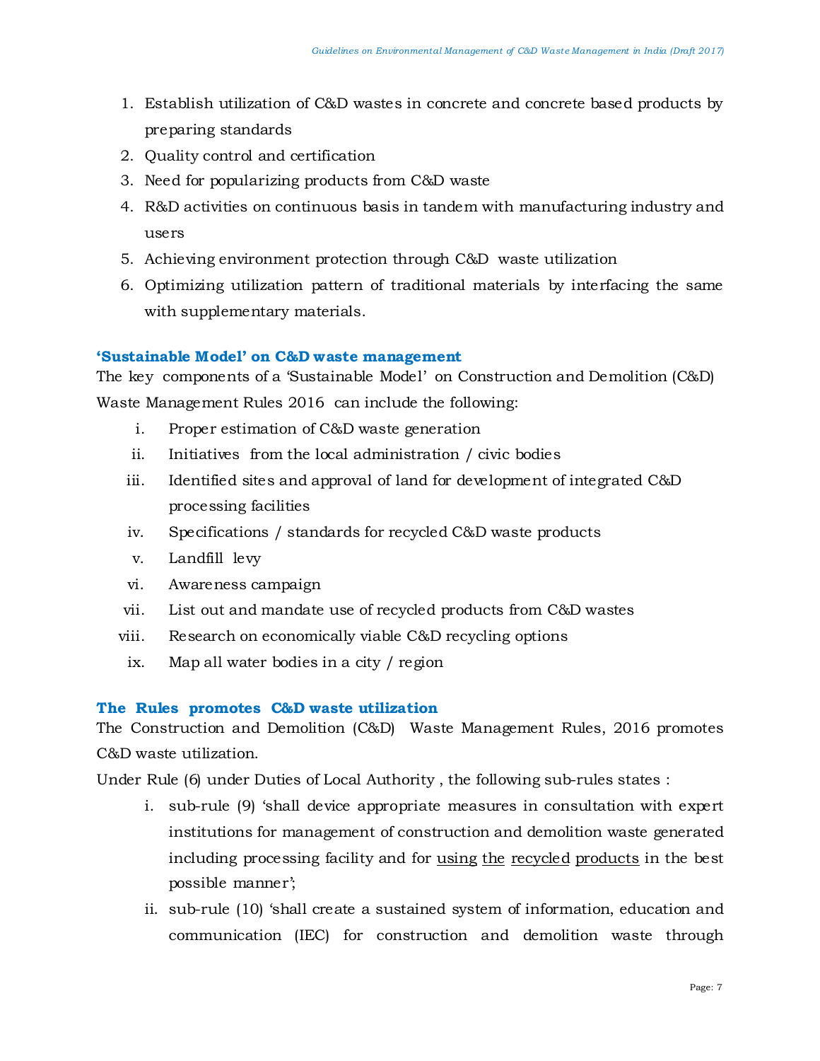1. Establish utilization of C&D wastes in concrete and concrete based products by preparing standards
2. Quality control and certification
3. Need for popularizing products from C&D waste
4. R&D activities on continuous basis in tandem with manufacturing industry and users
5. Achieving environment protection through C&D waste utilization
6. Optimizing utilization pattern of traditional materials by interfacing the same with supplementary materials.

### 'Sustainable Model' on C&D waste management

The key components of a 'Sustainable Model' on Construction and Demolition (C&D) Waste Management Rules 2016 can include the following:

i. Proper estimation of C&D waste generation
ii. Initiatives from the local administration / civic bodies
iii. Identified sites and approval of land for development of integrated C&D processing facilities
iv. Specifications / standards for recycled C&D waste products
v. Landfill levy
vi. Awareness campaign
vii. List out and mandate use of recycled products from C&D wastes
viii. Research on economically viable C&D recycling options
ix. Map all water bodies in a city / region

### The Rules promotes C&D waste utilization

The Construction and Demolition (C&D) Waste Management Rules, 2016 promotes C&D waste utilization.

Under Rule (6) under Duties of Local Authority , the following sub-rules states :

i. sub-rule (9) 'shall device appropriate measures in consultation with expert institutions for management of construction and demolition waste generated including processing facility and for <u>using</u> <u>the</u> <u>recycled</u> <u>products</u> in the best possible manner';
ii. sub-rule (10) 'shall create a sustained system of information, education and communication (IEC) for construction and demolition waste through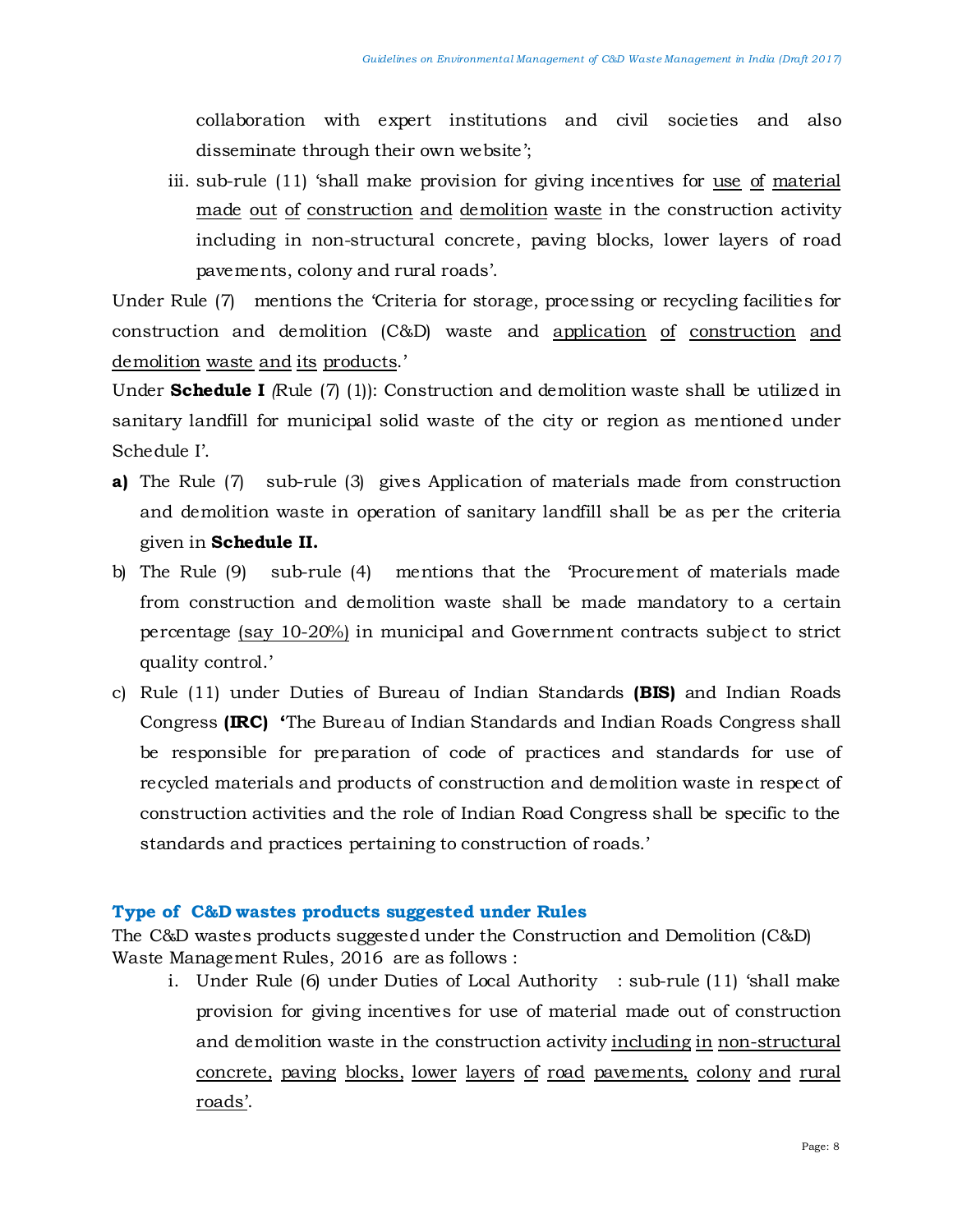collaboration with expert institutions and civil societies and also disseminate through their own website';

iii. sub-rule (11) 'shall make provision for giving incentives for use of material made out of construction and demolition waste in the construction activity including in non-structural concrete, paving blocks, lower layers of road pavements, colony and rural roads'.

Under Rule (7) mentions the 'Criteria for storage, processing or recycling facilities for construction and demolition (C&D) waste and application of construction and demolition waste and its products.'

Under **Schedule I** *(*Rule (7) (1)): Construction and demolition waste shall be utilized in sanitary landfill for municipal solid waste of the city or region as mentioned under Schedule I'.

**a)** The Rule (7) sub-rule (3) gives Application of materials made from construction and demolition waste in operation of sanitary landfill shall be as per the criteria given in **Schedule II.**

b) The Rule (9) sub-rule (4) mentions that the 'Procurement of materials made from construction and demolition waste shall be made mandatory to a certain percentage (say 10-20%) in municipal and Government contracts subject to strict quality control.'

c) Rule (11) under Duties of Bureau of Indian Standards **(BIS)** and Indian Roads Congress **(IRC)** **'**The Bureau of Indian Standards and Indian Roads Congress shall be responsible for preparation of code of practices and standards for use of recycled materials and products of construction and demolition waste in respect of construction activities and the role of Indian Road Congress shall be specific to the standards and practices pertaining to construction of roads.'

### Type of C&D wastes products suggested under Rules

The C&D wastes products suggested under the Construction and Demolition (C&D) Waste Management Rules, 2016 are as follows :

i. Under Rule (6) under Duties of Local Authority : sub-rule (11) 'shall make provision for giving incentives for use of material made out of construction and demolition waste in the construction activity including in non-structural concrete, paving blocks, lower layers of road pavements, colony and rural roads'.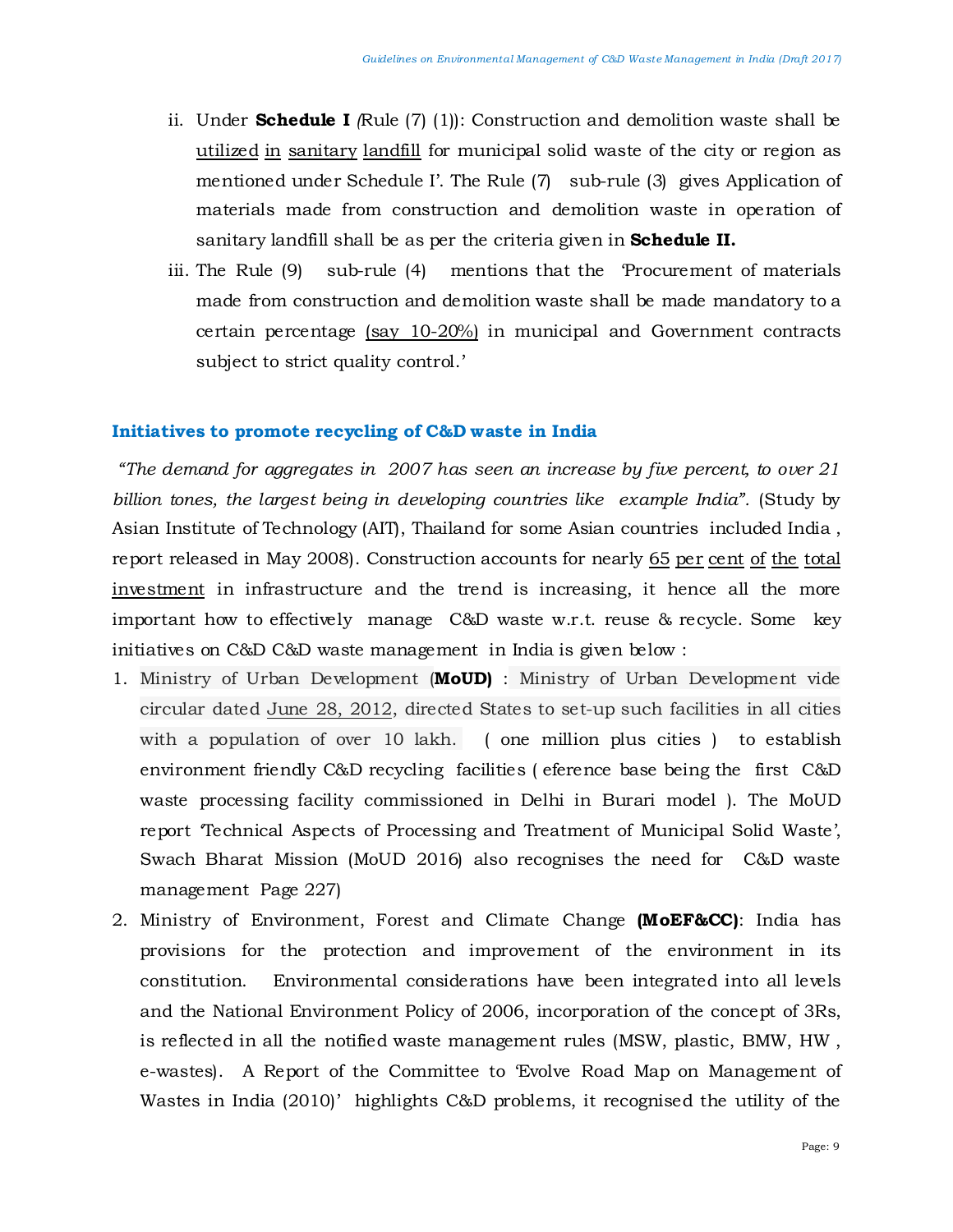ii. Under **Schedule I** *(*Rule (7) (1)): Construction and demolition waste shall be utilized in sanitary landfill for municipal solid waste of the city or region as mentioned under Schedule I'. The Rule (7) sub-rule (3) gives Application of materials made from construction and demolition waste in operation of sanitary landfill shall be as per the criteria given in **Schedule II.**

iii. The Rule (9) sub-rule (4) mentions that the 'Procurement of materials made from construction and demolition waste shall be made mandatory to a certain percentage (say 10-20%) in municipal and Government contracts subject to strict quality control.'

### Initiatives to promote recycling of C&D waste in India

*"The demand for aggregates in 2007 has seen an increase by five percent, to over 21 billion tones, the largest being in developing countries like example India".* (Study by Asian Institute of Technology (AIT), Thailand for some Asian countries included India , report released in May 2008). Construction accounts for nearly 65 per cent of the total investment in infrastructure and the trend is increasing, it hence all the more important how to effectively manage C&D waste w.r.t. reuse & recycle. Some key initiatives on C&D C&D waste management in India is given below :

1. Ministry of Urban Development (**MoUD)** : Ministry of Urban Development vide circular dated June 28, 2012, directed States to set-up such facilities in all cities with a population of over 10 lakh. ( one million plus cities ) to establish environment friendly C&D recycling facilities ( eference base being the first C&D waste processing facility commissioned in Delhi in Burari model ). The MoUD report 'Technical Aspects of Processing and Treatment of Municipal Solid Waste', Swach Bharat Mission (MoUD 2016) also recognises the need for C&D waste management Page 227)
2. Ministry of Environment, Forest and Climate Change **(MoEF&CC)**: India has provisions for the protection and improvement of the environment in its constitution. Environmental considerations have been integrated into all levels and the National Environment Policy of 2006, incorporation of the concept of 3Rs, is reflected in all the notified waste management rules (MSW, plastic, BMW, HW , e-wastes). A Report of the Committee to 'Evolve Road Map on Management of Wastes in India (2010)' highlights C&D problems, it recognised the utility of the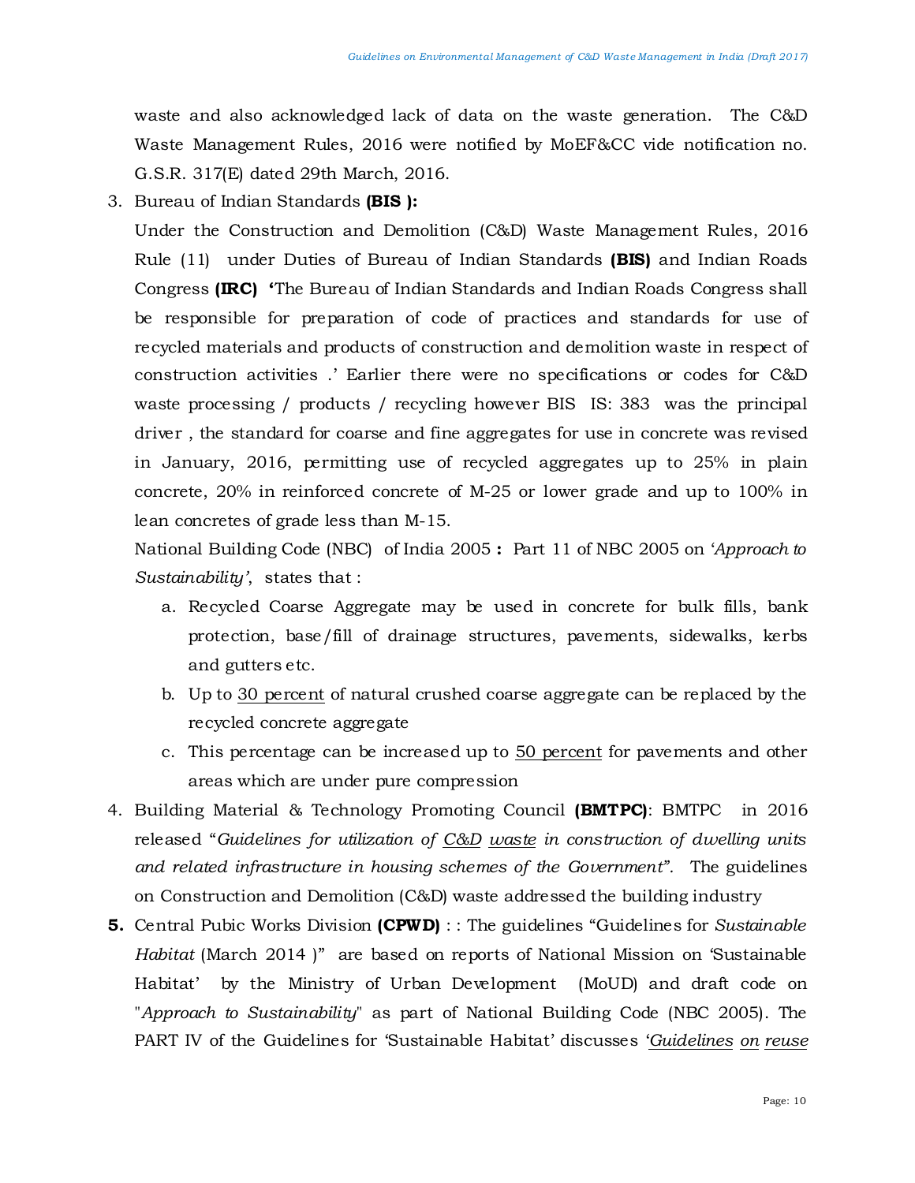waste and also acknowledged lack of data on the waste generation. The C&D Waste Management Rules, 2016 were notified by MoEF&CC vide notification no. G.S.R. 317(E) dated 29th March, 2016.

3. Bureau of Indian Standards **(BIS ):**

   Under the Construction and Demolition (C&D) Waste Management Rules, 2016 Rule (11) under Duties of Bureau of Indian Standards **(BIS)** and Indian Roads Congress **(IRC)** **'**The Bureau of Indian Standards and Indian Roads Congress shall be responsible for preparation of code of practices and standards for use of recycled materials and products of construction and demolition waste in respect of construction activities .' Earlier there were no specifications or codes for C&D waste processing / products / recycling however BIS IS: 383 was the principal driver , the standard for coarse and fine aggregates for use in concrete was revised in January, 2016, permitting use of recycled aggregates up to 25% in plain concrete, 20% in reinforced concrete of M-25 or lower grade and up to 100% in lean concretes of grade less than M-15.

   National Building Code (NBC) of India 2005 **:** Part 11 of NBC 2005 on '*Approach to Sustainability'*, states that :

   a. Recycled Coarse Aggregate may be used in concrete for bulk fills, bank protection, base/fill of drainage structures, pavements, sidewalks, kerbs and gutters etc.
   b. Up to 30 percent of natural crushed coarse aggregate can be replaced by the recycled concrete aggregate
   c. This percentage can be increased up to 50 percent for pavements and other areas which are under pure compression

4. Building Material & Technology Promoting Council **(BMTPC)**: BMTPC in 2016 released "*Guidelines for utilization of C&D waste in construction of dwelling units and related infrastructure in housing schemes of the Government"*. The guidelines on Construction and Demolition (C&D) waste addressed the building industry

5. Central Pubic Works Division **(CPWD)** : : The guidelines "Guidelines for *Sustainable Habitat* (March 2014 )" are based on reports of National Mission on 'Sustainable Habitat' by the Ministry of Urban Development (MoUD) and draft code on "*Approach to Sustainability*" as part of National Building Code (NBC 2005). The PART IV of the Guidelines for 'Sustainable Habitat' discusses '*Guidelines on reuse*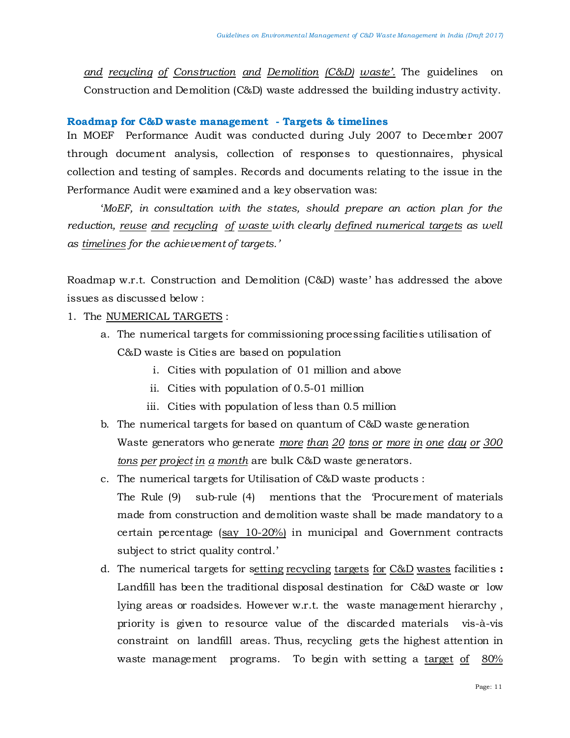<u>and</u> <u>recycling</u> <u>of</u> <u>Construction</u> <u>and</u> <u>Demolition</u> <u>(C&D)</u> <u>waste'.</u> The guidelines on Construction and Demolition (C&D) waste addressed the building industry activity.

## Roadmap for C&D waste management - Targets & timelines

In MOEF Performance Audit was conducted during July 2007 to December 2007 through document analysis, collection of responses to questionnaires, physical collection and testing of samples. Records and documents relating to the issue in the Performance Audit were examined and a key observation was:

*'MoEF, in consultation with the states, should prepare an action plan for the reduction, <u>reuse</u> <u>and</u> <u>recycling</u> <u>of</u> <u>waste</u> with clearly <u>defined numerical targets</u> as well as <u>timelines</u> for the achievement of targets.'*

Roadmap w.r.t. Construction and Demolition (C&D) waste' has addressed the above issues as discussed below :

1. The <u>NUMERICAL TARGETS</u> :
    a. The numerical targets for commissioning processing facilities utilisation of C&D waste is Cities are based on population
        i. Cities with population of 01 million and above
        ii. Cities with population of 0.5-01 million
        iii. Cities with population of less than 0.5 million
    b. The numerical targets for based on quantum of C&D waste generation Waste generators who generate *<u>more than 20 tons or more in one day or 300 tons per project in a month</u>* are bulk C&D waste generators.
    c. The numerical targets for Utilisation of C&D waste products : The Rule (9) sub-rule (4) mentions that the 'Procurement of materials made from construction and demolition waste shall be made mandatory to a certain percentage (<u>say 10-20%)</u> in municipal and Government contracts subject to strict quality control.'
    d. The numerical targets for s<u>etting recycling targets for C&D wastes</u> facilities **:** Landfill has been the traditional disposal destination for C&D waste or low lying areas or roadsides. However w.r.t. the waste management hierarchy , priority is given to resource value of the discarded materials vis-à-vis constraint on landfill areas. Thus, recycling gets the highest attention in waste management programs. To begin with setting a <u>target of 80%</u>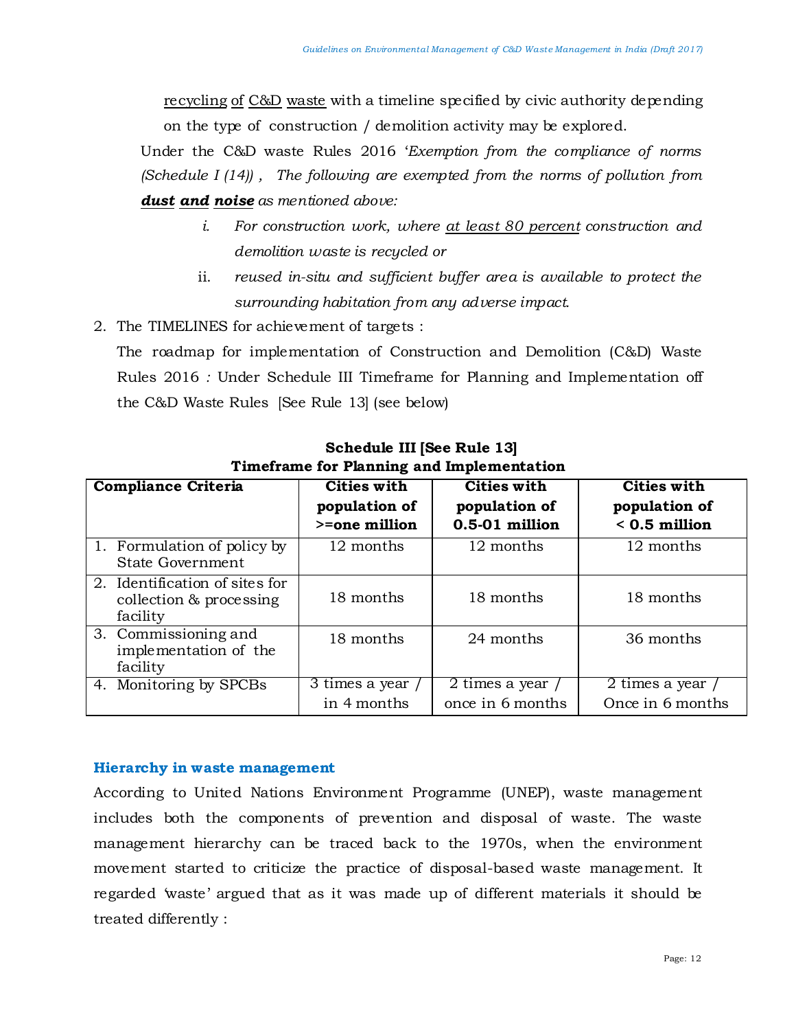<u>recycling of C&D waste</u> with a timeline specified by civic authority depending on the type of construction / demolition activity may be explored.

Under the C&D waste Rules 2016 '*Exemption from the compliance of norms (Schedule I (14)) , The following are exempted from the norms of pollution from **<u>dust and noise</u>** as mentioned above:*

*i. For construction work, where <u>at least 80 percent</u> construction and demolition waste is recycled or*

ii. *reused in-situ and sufficient buffer area is available to protect the surrounding habitation from any adverse impact.*

2. The TIMELINES for achievement of targets :

   The roadmap for implementation of Construction and Demolition (C&D) Waste Rules 2016 *:* Under Schedule III Timeframe for Planning and Implementation off the C&D Waste Rules [See Rule 13] (see below)

**Schedule III [See Rule 13]**
**Timeframe for Planning and Implementation**

| **Compliance Criteria** | **Cities with population of >=one million** | **Cities with population of 0.5-01 million** | **Cities with population of < 0.5 million** |
|---|---|---|---|
| 1. Formulation of policy by State Government | 12 months | 12 months | 12 months |
| 2. Identification of sites for collection & processing facility | 18 months | 18 months | 18 months |
| 3. Commissioning and implementation of the facility | 18 months | 24 months | 36 months |
| 4. Monitoring by SPCBs | 3 times a year / in 4 months | 2 times a year / once in 6 months | 2 times a year / Once in 6 months |

### Hierarchy in waste management

According to United Nations Environment Programme (UNEP), waste management includes both the components of prevention and disposal of waste. The waste management hierarchy can be traced back to the 1970s, when the environment movement started to criticize the practice of disposal-based waste management. It regarded 'waste' argued that as it was made up of different materials it should be treated differently :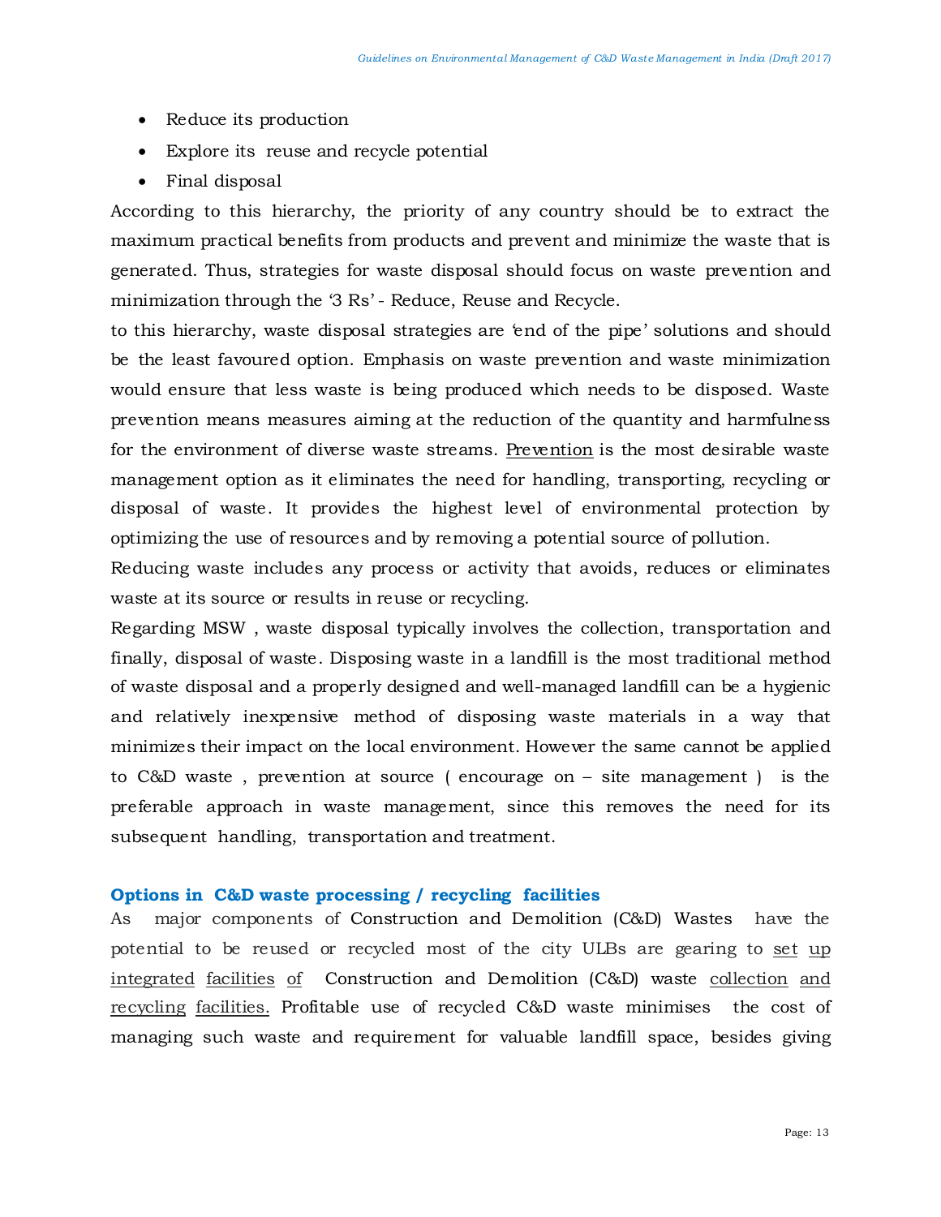- Reduce its production
- Explore its reuse and recycle potential
- Final disposal

According to this hierarchy, the priority of any country should be to extract the maximum practical benefits from products and prevent and minimize the waste that is generated. Thus, strategies for waste disposal should focus on waste prevention and minimization through the '3 Rs' - Reduce, Reuse and Recycle.

to this hierarchy, waste disposal strategies are 'end of the pipe' solutions and should be the least favoured option. Emphasis on waste prevention and waste minimization would ensure that less waste is being produced which needs to be disposed. Waste prevention means measures aiming at the reduction of the quantity and harmfulness for the environment of diverse waste streams. Prevention is the most desirable waste management option as it eliminates the need for handling, transporting, recycling or disposal of waste. It provides the highest level of environmental protection by optimizing the use of resources and by removing a potential source of pollution.

Reducing waste includes any process or activity that avoids, reduces or eliminates waste at its source or results in reuse or recycling.

Regarding MSW , waste disposal typically involves the collection, transportation and finally, disposal of waste. Disposing waste in a landfill is the most traditional method of waste disposal and a properly designed and well-managed landfill can be a hygienic and relatively inexpensive method of disposing waste materials in a way that minimizes their impact on the local environment. However the same cannot be applied to C&D waste , prevention at source ( encourage on – site management ) is the preferable approach in waste management, since this removes the need for its subsequent handling, transportation and treatment.

### Options in C&D waste processing / recycling facilities

As major components of Construction and Demolition (C&D) Wastes have the potential to be reused or recycled most of the city ULBs are gearing to set up integrated facilities of Construction and Demolition (C&D) waste collection and recycling facilities. Profitable use of recycled C&D waste minimises the cost of managing such waste and requirement for valuable landfill space, besides giving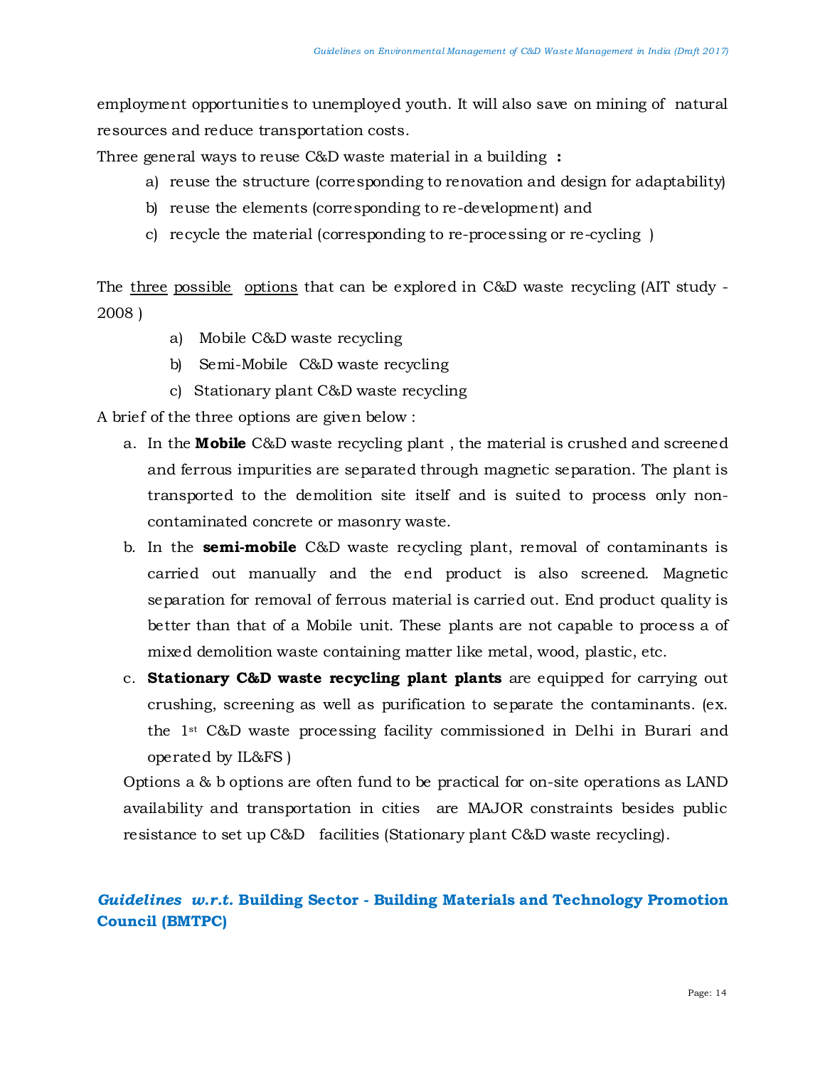employment opportunities to unemployed youth. It will also save on mining of natural resources and reduce transportation costs.

Three general ways to reuse C&D waste material in a building **:**

a) reuse the structure (corresponding to renovation and design for adaptability)

b) reuse the elements (corresponding to re-development) and

c) recycle the material (corresponding to re-processing or re-cycling )

The <u>three possible options</u> that can be explored in C&D waste recycling (AIT study - 2008 )

a) Mobile C&D waste recycling

b) Semi-Mobile C&D waste recycling

c) Stationary plant C&D waste recycling

A brief of the three options are given below :

a. In the **Mobile** C&D waste recycling plant , the material is crushed and screened and ferrous impurities are separated through magnetic separation. The plant is transported to the demolition site itself and is suited to process only non-contaminated concrete or masonry waste.

b. In the **semi-mobile** C&D waste recycling plant, removal of contaminants is carried out manually and the end product is also screened. Magnetic separation for removal of ferrous material is carried out. End product quality is better than that of a Mobile unit. These plants are not capable to process a of mixed demolition waste containing matter like metal, wood, plastic, etc.

c. **Stationary C&D waste recycling plant plants** are equipped for carrying out crushing, screening as well as purification to separate the contaminants. (ex. the 1st C&D waste processing facility commissioned in Delhi in Burari and operated by IL&FS )

Options a & b options are often fund to be practical for on-site operations as LAND availability and transportation in cities are MAJOR constraints besides public resistance to set up C&D facilities (Stationary plant C&D waste recycling).

## *Guidelines w.r.t.* Building Sector - Building Materials and Technology Promotion Council (BMTPC)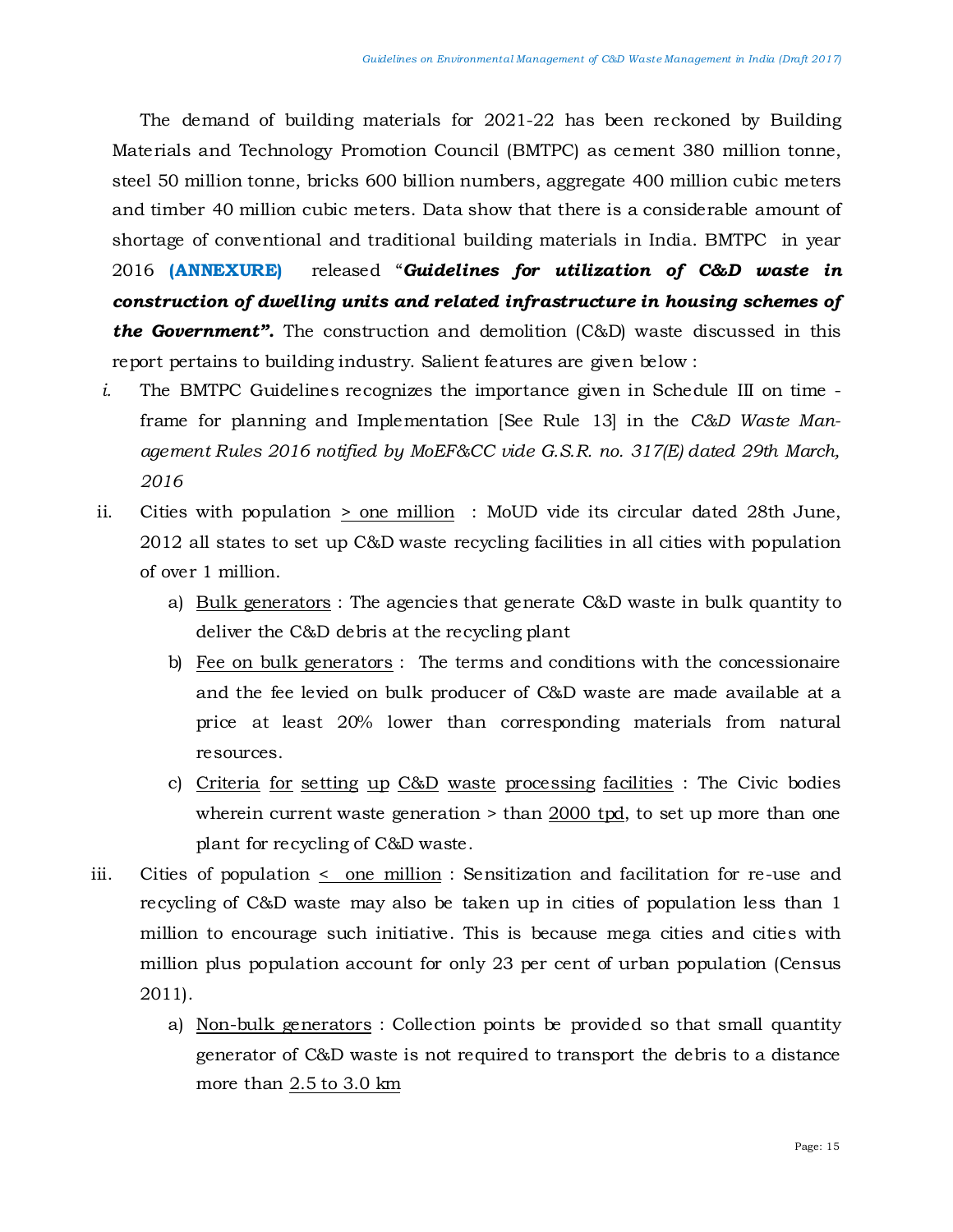The demand of building materials for 2021-22 has been reckoned by Building Materials and Technology Promotion Council (BMTPC) as cement 380 million tonne, steel 50 million tonne, bricks 600 billion numbers, aggregate 400 million cubic meters and timber 40 million cubic meters. Data show that there is a considerable amount of shortage of conventional and traditional building materials in India. BMTPC in year 2016 **(ANNEXURE)** released "***Guidelines for utilization of C&D waste in construction of dwelling units and related infrastructure in housing schemes of the Government".*** The construction and demolition (C&D) waste discussed in this report pertains to building industry. Salient features are given below :

*i.* The BMTPC Guidelines recognizes the importance given in Schedule III on time - frame for planning and Implementation [See Rule 13] in the *C&D Waste Management Rules 2016 notified by MoEF&CC vide G.S.R. no. 317(E) dated 29th March, 2016*

ii. Cities with population <u>> one million</u> : MoUD vide its circular dated 28th June, 2012 all states to set up C&D waste recycling facilities in all cities with population of over 1 million.

   a) <u>Bulk generators</u> : The agencies that generate C&D waste in bulk quantity to deliver the C&D debris at the recycling plant

   b) <u>Fee on bulk generators</u> : The terms and conditions with the concessionaire and the fee levied on bulk producer of C&D waste are made available at a price at least 20% lower than corresponding materials from natural resources.

   c) <u>Criteria for setting up C&D waste processing facilities</u> : The Civic bodies wherein current waste generation > than <u>2000 tpd</u>, to set up more than one plant for recycling of C&D waste.

iii. Cities of population <u>< one million</u> : Sensitization and facilitation for re-use and recycling of C&D waste may also be taken up in cities of population less than 1 million to encourage such initiative. This is because mega cities and cities with million plus population account for only 23 per cent of urban population (Census 2011).

   a) <u>Non-bulk generators</u> : Collection points be provided so that small quantity generator of C&D waste is not required to transport the debris to a distance more than <u>2.5 to 3.0 km</u>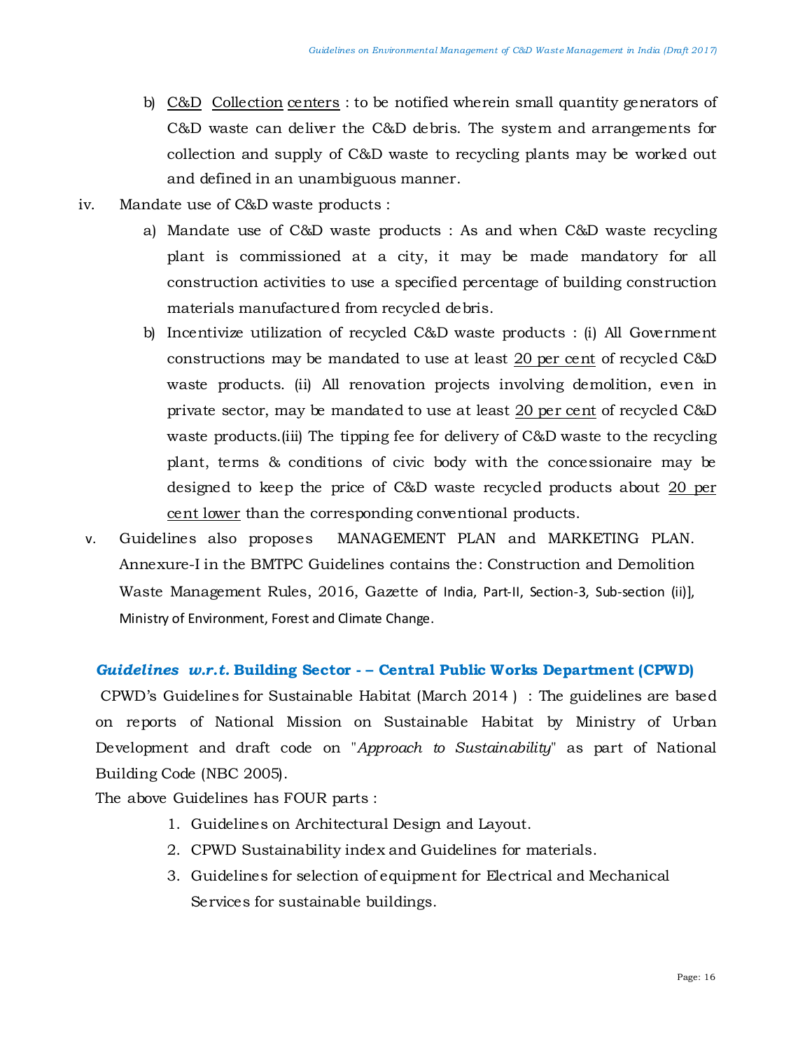b) <u>C&D Collection centers</u> : to be notified wherein small quantity generators of C&D waste can deliver the C&D debris. The system and arrangements for collection and supply of C&D waste to recycling plants may be worked out and defined in an unambiguous manner.

iv. Mandate use of C&D waste products :

a) Mandate use of C&D waste products : As and when C&D waste recycling plant is commissioned at a city, it may be made mandatory for all construction activities to use a specified percentage of building construction materials manufactured from recycled debris.

b) Incentivize utilization of recycled C&D waste products : (i) All Government constructions may be mandated to use at least <u>20 per cent</u> of recycled C&D waste products. (ii) All renovation projects involving demolition, even in private sector, may be mandated to use at least <u>20 per cent</u> of recycled C&D waste products.(iii) The tipping fee for delivery of C&D waste to the recycling plant, terms & conditions of civic body with the concessionaire may be designed to keep the price of C&D waste recycled products about <u>20 per cent lower</u> than the corresponding conventional products.

v. Guidelines also proposes MANAGEMENT PLAN and MARKETING PLAN. Annexure-I in the BMTPC Guidelines contains the: Construction and Demolition Waste Management Rules, 2016, Gazette of India, Part-II, Section-3, Sub-section (ii)], Ministry of Environment, Forest and Climate Change.

### *Guidelines w.r.t.* Building Sector - – Central Public Works Department (CPWD)

CPWD's Guidelines for Sustainable Habitat (March 2014 ) : The guidelines are based on reports of National Mission on Sustainable Habitat by Ministry of Urban Development and draft code on "*Approach to Sustainability*" as part of National Building Code (NBC 2005).

The above Guidelines has FOUR parts :

1. Guidelines on Architectural Design and Layout.
2. CPWD Sustainability index and Guidelines for materials.
3. Guidelines for selection of equipment for Electrical and Mechanical Services for sustainable buildings.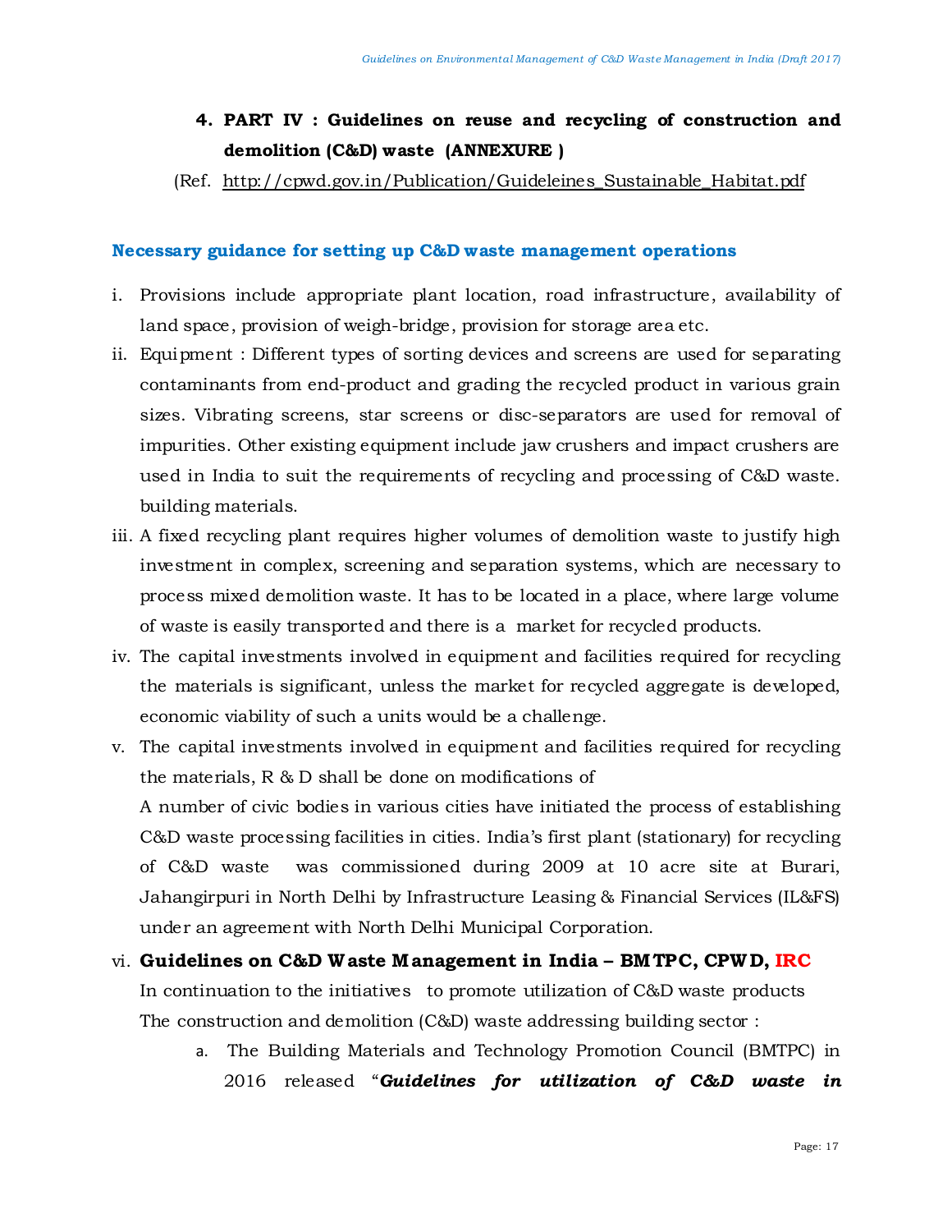## 4. PART IV : Guidelines on reuse and recycling of construction and demolition (C&D) waste (ANNEXURE )

(Ref. http://cpwd.gov.in/Publication/Guideleines_Sustainable_Habitat.pdf

### Necessary guidance for setting up C&D waste management operations

i. Provisions include appropriate plant location, road infrastructure, availability of land space, provision of weigh-bridge, provision for storage area etc.

ii. Equipment : Different types of sorting devices and screens are used for separating contaminants from end-product and grading the recycled product in various grain sizes. Vibrating screens, star screens or disc-separators are used for removal of impurities. Other existing equipment include jaw crushers and impact crushers are used in India to suit the requirements of recycling and processing of C&D waste. building materials.

iii. A fixed recycling plant requires higher volumes of demolition waste to justify high investment in complex, screening and separation systems, which are necessary to process mixed demolition waste. It has to be located in a place, where large volume of waste is easily transported and there is a market for recycled products.

iv. The capital investments involved in equipment and facilities required for recycling the materials is significant, unless the market for recycled aggregate is developed, economic viability of such a units would be a challenge.

v. The capital investments involved in equipment and facilities required for recycling the materials, R & D shall be done on modifications of

   A number of civic bodies in various cities have initiated the process of establishing C&D waste processing facilities in cities. India's first plant (stationary) for recycling of C&D waste was commissioned during 2009 at 10 acre site at Burari, Jahangirpuri in North Delhi by Infrastructure Leasing & Financial Services (IL&FS) under an agreement with North Delhi Municipal Corporation.

vi. **Guidelines on C&D Waste Management in India – BMTPC, CPWD, IRC**

   In continuation to the initiatives to promote utilization of C&D waste products

   The construction and demolition (C&D) waste addressing building sector :

   a. The Building Materials and Technology Promotion Council (BMTPC) in 2016 released "***Guidelines for utilization of C&D waste in***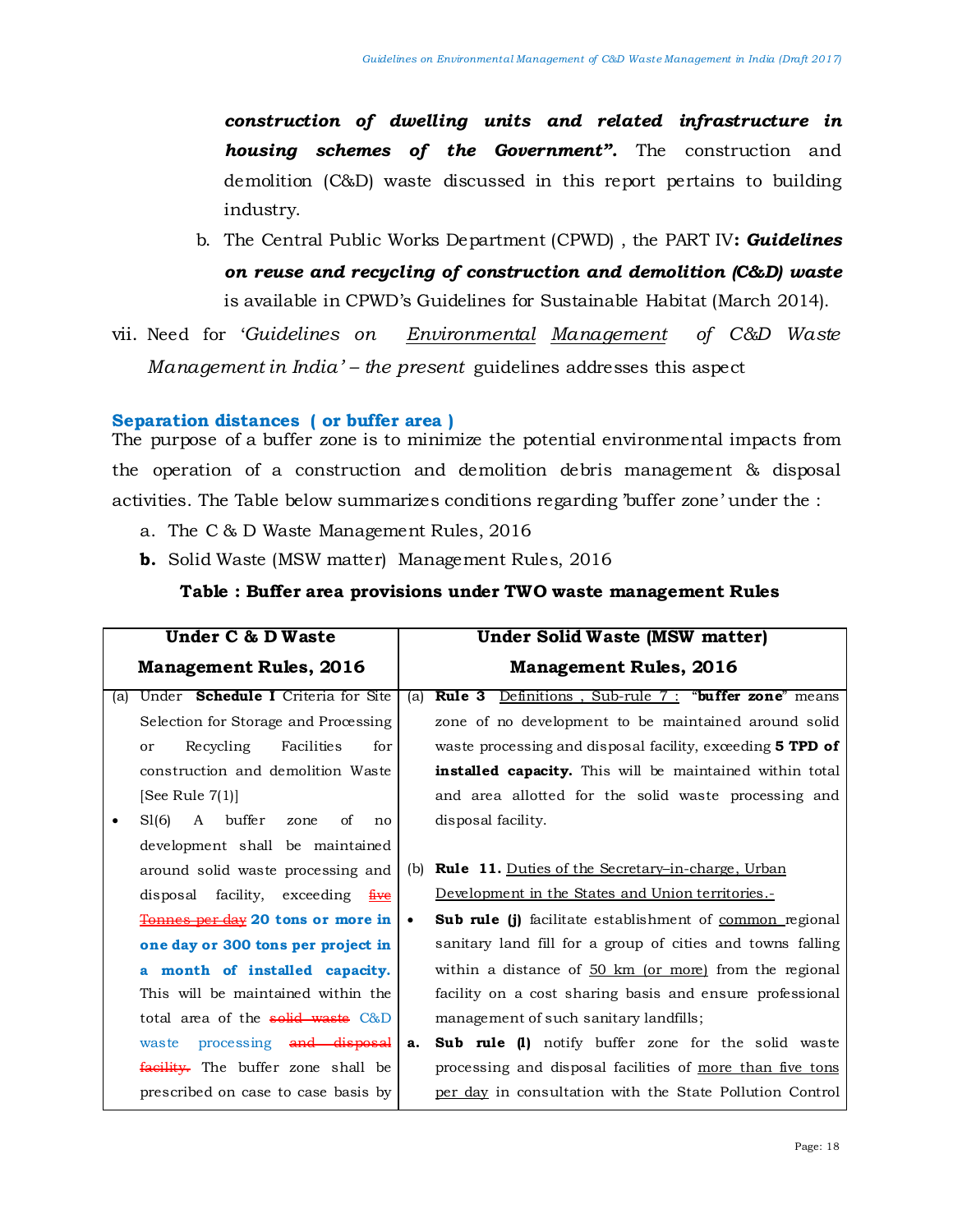***construction of dwelling units and related infrastructure in housing schemes of the Government".*** The construction and demolition (C&D) waste discussed in this report pertains to building industry.

b. The Central Public Works Department (CPWD) , the PART IV**: *Guidelines on reuse and recycling of construction and demolition (C&D) waste*** is available in CPWD's Guidelines for Sustainable Habitat (March 2014).

vii. Need for '*Guidelines on Environmental Management of C&D Waste Management in India' – the present* guidelines addresses this aspect

### Separation distances ( or buffer area )

The purpose of a buffer zone is to minimize the potential environmental impacts from the operation of a construction and demolition debris management & disposal activities. The Table below summarizes conditions regarding 'buffer zone' under the :

a. The C & D Waste Management Rules, 2016
**b.** Solid Waste (MSW matter) Management Rules, 2016

**Table : Buffer area provisions under TWO waste management Rules**

| Under C & D Waste Management Rules, 2016 | Under Solid Waste (MSW matter) Management Rules, 2016 |
|---|---|
| (a) Under **Schedule I** Criteria for Site Selection for Storage and Processing or Recycling Facilities for construction and demolition Waste [See Rule 7(1)]<br>• Sl(6) A buffer zone of no development shall be maintained around solid waste processing and disposal facility, exceeding ~~five Tonnes per day~~ **20 tons or more in one day or 300 tons per project in a month of installed capacity.** This will be maintained within the total area of the ~~solid waste~~ C&D waste processing ~~and disposal facility.~~ The buffer zone shall be prescribed on case to case basis by | (a) **Rule 3** Definitions , Sub-rule 7 : "**buffer zone**" means zone of no development to be maintained around solid waste processing and disposal facility, exceeding **5 TPD of installed capacity.** This will be maintained within total and area allotted for the solid waste processing and disposal facility.<br><br>(b) **Rule 11.** Duties of the Secretary–in-charge, Urban Development in the States and Union territories.-<br>• **Sub rule (j)** facilitate establishment of common regional sanitary land fill for a group of cities and towns falling within a distance of 50 km (or more) from the regional facility on a cost sharing basis and ensure professional management of such sanitary landfills;<br>**a. Sub rule (l)** notify buffer zone for the solid waste processing and disposal facilities of more than five tons per day in consultation with the State Pollution Control |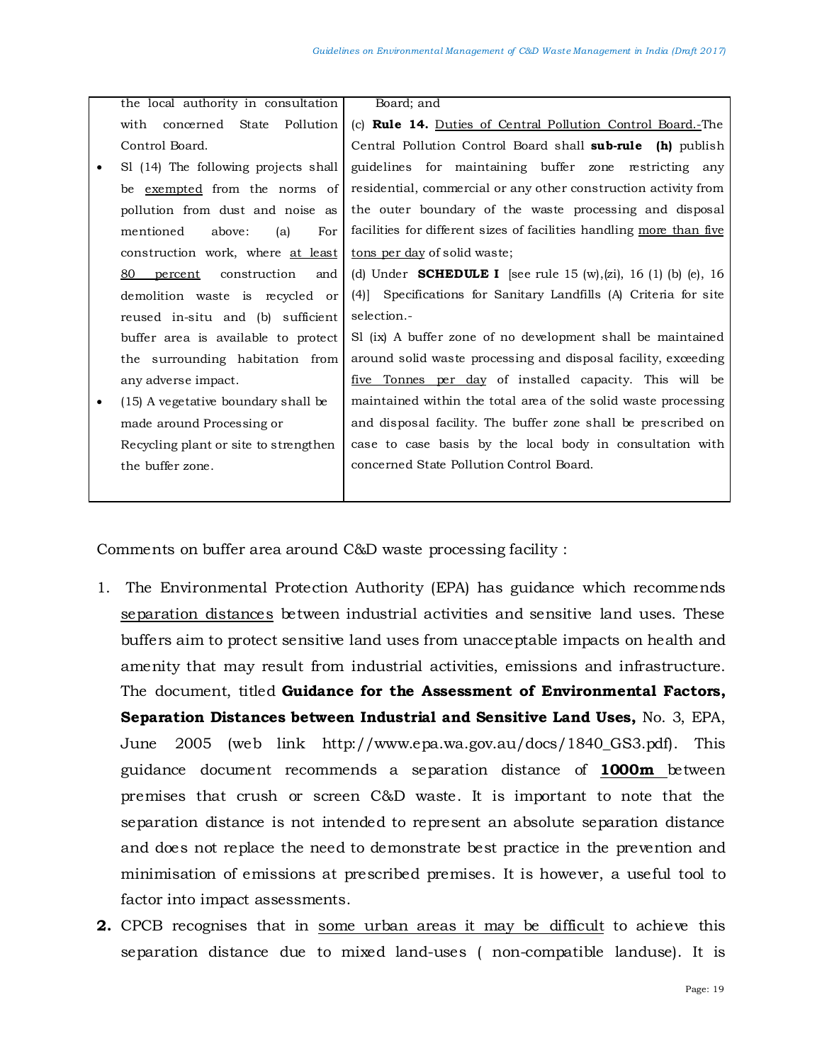| | |
|---|---|
| the local authority in consultation with concerned State Pollution Control Board.<br>• Sl (14) The following projects shall be exempted from the norms of pollution from dust and noise as mentioned above: (a) For construction work, where at least 80 percent construction and demolition waste is recycled or reused in-situ and (b) sufficient buffer area is available to protect the surrounding habitation from any adverse impact.<br>• (15) A vegetative boundary shall be made around Processing or Recycling plant or site to strengthen the buffer zone. | Board; and<br>(c) **Rule 14.** Duties of Central Pollution Control Board.-The Central Pollution Control Board shall **sub-rule (h)** publish guidelines for maintaining buffer zone restricting any residential, commercial or any other construction activity from the outer boundary of the waste processing and disposal facilities for different sizes of facilities handling more than five tons per day of solid waste;<br>(d) Under **SCHEDULE I** [see rule 15 (w),(zi), 16 (1) (b) (e), 16 (4)] Specifications for Sanitary Landfills (A) Criteria for site selection.-<br>Sl (ix) A buffer zone of no development shall be maintained around solid waste processing and disposal facility, exceeding five Tonnes per day of installed capacity. This will be maintained within the total area of the solid waste processing and disposal facility. The buffer zone shall be prescribed on case to case basis by the local body in consultation with concerned State Pollution Control Board. |

Comments on buffer area around C&D waste processing facility :

1. The Environmental Protection Authority (EPA) has guidance which recommends separation distances between industrial activities and sensitive land uses. These buffers aim to protect sensitive land uses from unacceptable impacts on health and amenity that may result from industrial activities, emissions and infrastructure. The document, titled **Guidance for the Assessment of Environmental Factors, Separation Distances between Industrial and Sensitive Land Uses,** No. 3, EPA, June 2005 (web link http://www.epa.wa.gov.au/docs/1840_GS3.pdf). This guidance document recommends a separation distance of **1000m** between premises that crush or screen C&D waste. It is important to note that the separation distance is not intended to represent an absolute separation distance and does not replace the need to demonstrate best practice in the prevention and minimisation of emissions at prescribed premises. It is however, a useful tool to factor into impact assessments.
2. CPCB recognises that in some urban areas it may be difficult to achieve this separation distance due to mixed land-uses ( non-compatible landuse). It is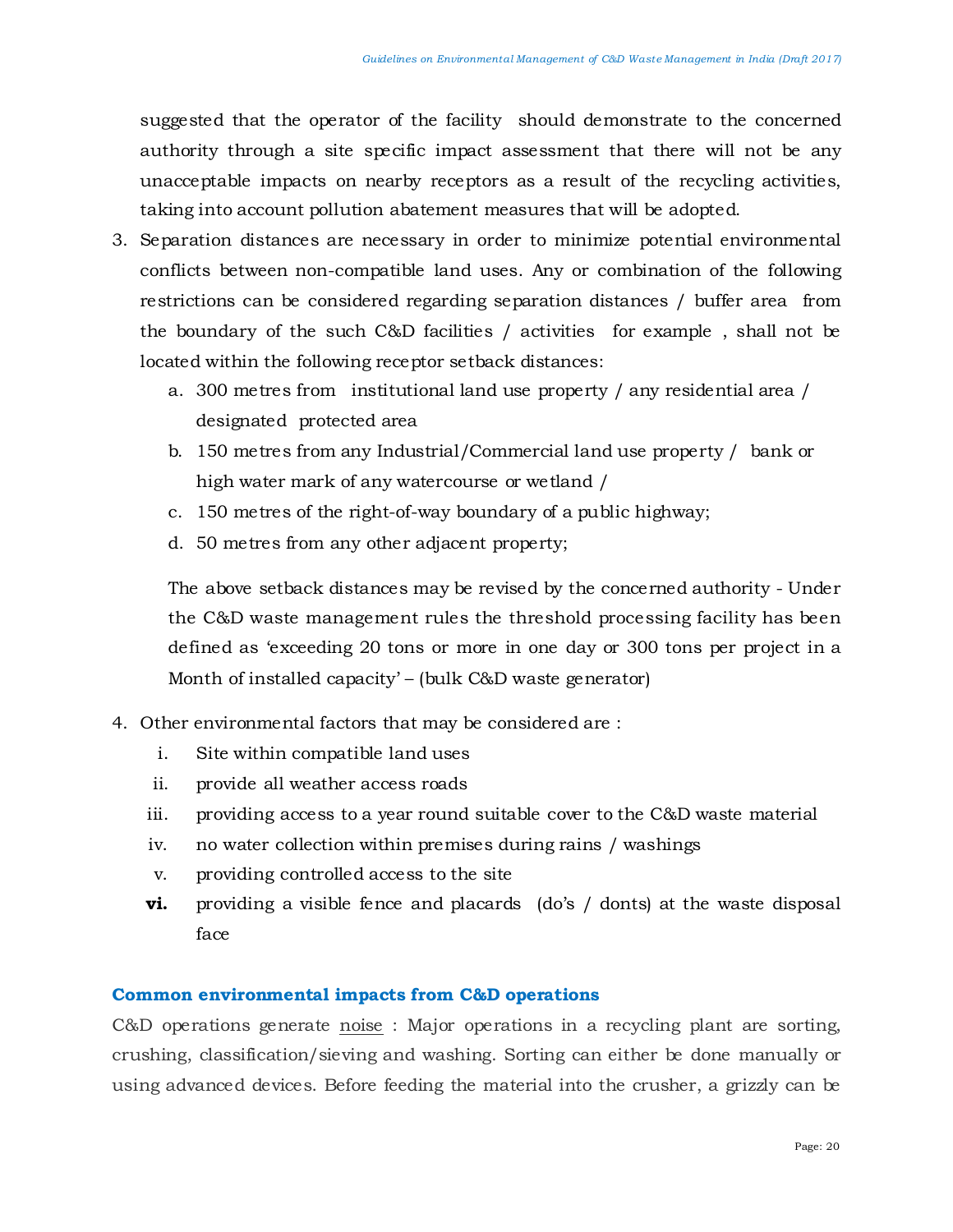suggested that the operator of the facility should demonstrate to the concerned authority through a site specific impact assessment that there will not be any unacceptable impacts on nearby receptors as a result of the recycling activities, taking into account pollution abatement measures that will be adopted.

3. Separation distances are necessary in order to minimize potential environmental conflicts between non-compatible land uses. Any or combination of the following restrictions can be considered regarding separation distances / buffer area from the boundary of the such C&D facilities / activities for example , shall not be located within the following receptor setback distances:
   a. 300 metres from institutional land use property / any residential area / designated protected area
   b. 150 metres from any Industrial/Commercial land use property / bank or high water mark of any watercourse or wetland /
   c. 150 metres of the right-of-way boundary of a public highway;
   d. 50 metres from any other adjacent property;

   The above setback distances may be revised by the concerned authority - Under the C&D waste management rules the threshold processing facility has been defined as 'exceeding 20 tons or more in one day or 300 tons per project in a Month of installed capacity' – (bulk C&D waste generator)

4. Other environmental factors that may be considered are :
   i. Site within compatible land uses
   ii. provide all weather access roads
   iii. providing access to a year round suitable cover to the C&D waste material
   iv. no water collection within premises during rains / washings
   v. providing controlled access to the site
   **vi.** providing a visible fence and placards (do's / donts) at the waste disposal face

### Common environmental impacts from C&D operations

C&D operations generate noise : Major operations in a recycling plant are sorting, crushing, classification/sieving and washing. Sorting can either be done manually or using advanced devices. Before feeding the material into the crusher, a grizzly can be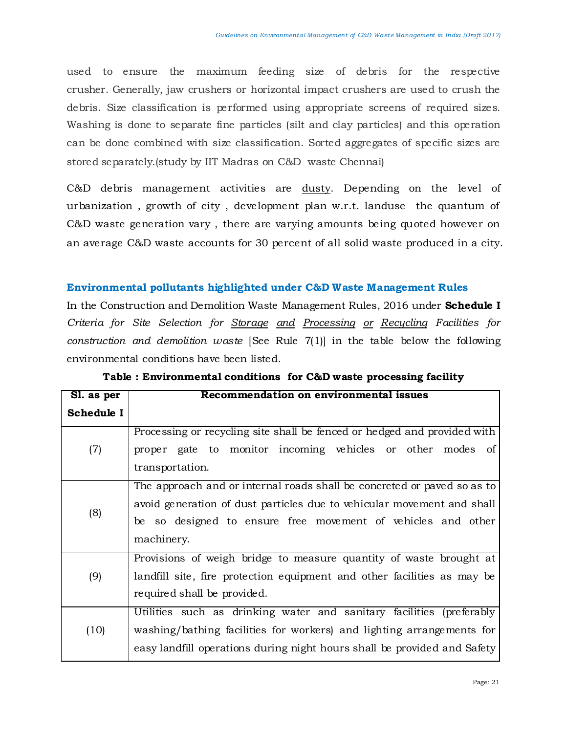used to ensure the maximum feeding size of debris for the respective crusher. Generally, jaw crushers or horizontal impact crushers are used to crush the debris. Size classification is performed using appropriate screens of required sizes. Washing is done to separate fine particles (silt and clay particles) and this operation can be done combined with size classification. Sorted aggregates of specific sizes are stored separately.(study by IIT Madras on C&D waste Chennai)

C&D debris management activities are dusty. Depending on the level of urbanization , growth of city , development plan w.r.t. landuse the quantum of C&D waste generation vary , there are varying amounts being quoted however on an average C&D waste accounts for 30 percent of all solid waste produced in a city.

### Environmental pollutants highlighted under C&D Waste Management Rules

In the Construction and Demolition Waste Management Rules, 2016 under **Schedule I** *Criteria for Site Selection for Storage and Processing or Recycling Facilities for construction and demolition waste* [See Rule 7(1)] in the table below the following environmental conditions have been listed.

**Table : Environmental conditions for C&D waste processing facility**

| Sl. as per Schedule I | Recommendation on environmental issues |
| --- | --- |
| (7) | Processing or recycling site shall be fenced or hedged and provided with proper gate to monitor incoming vehicles or other modes of transportation. |
| (8) | The approach and or internal roads shall be concreted or paved so as to avoid generation of dust particles due to vehicular movement and shall be so designed to ensure free movement of vehicles and other machinery. |
| (9) | Provisions of weigh bridge to measure quantity of waste brought at landfill site, fire protection equipment and other facilities as may be required shall be provided. |
| (10) | Utilities such as drinking water and sanitary facilities (preferably washing/bathing facilities for workers) and lighting arrangements for easy landfill operations during night hours shall be provided and Safety |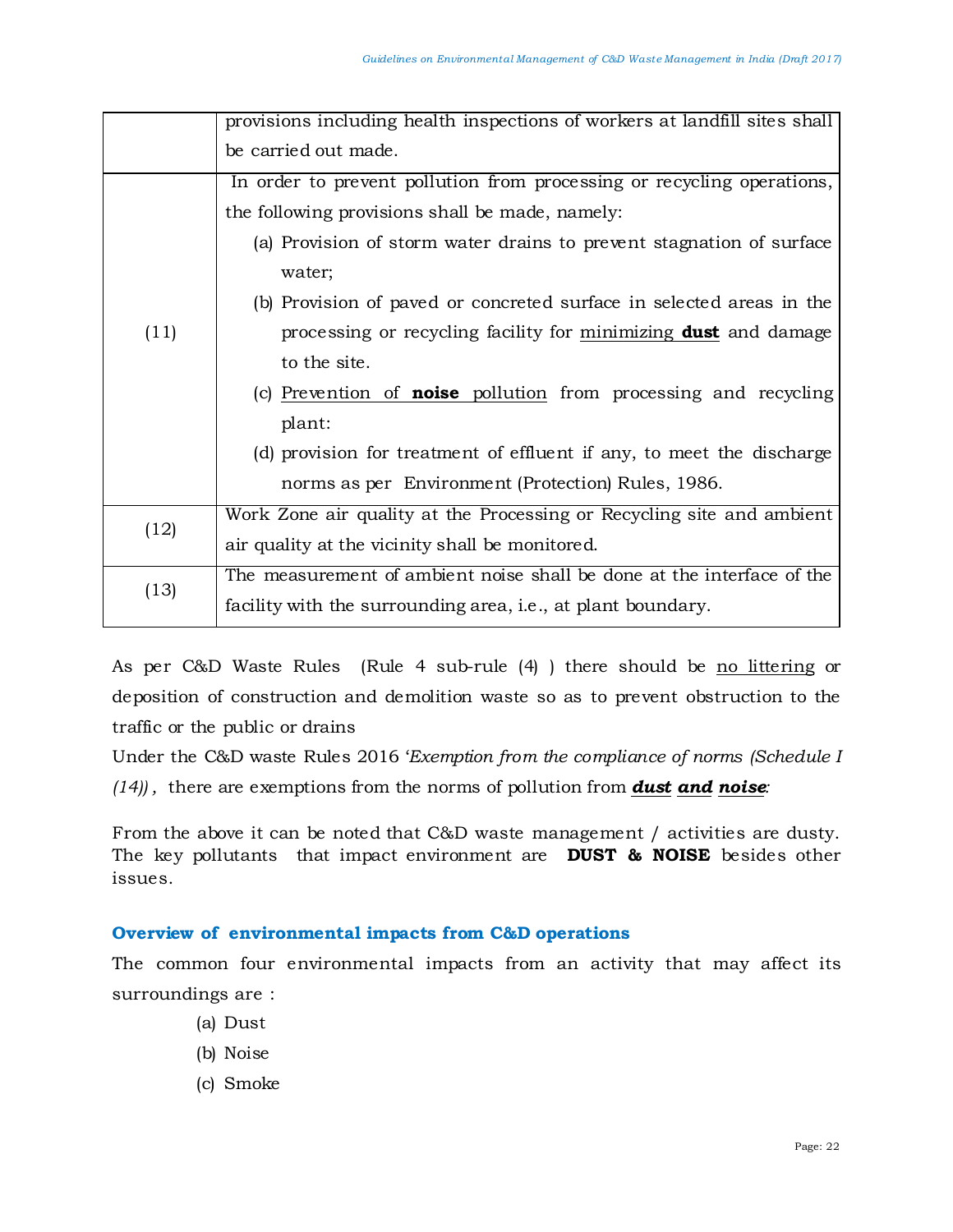|  |  |
|---|---|
|  | provisions including health inspections of workers at landfill sites shall be carried out made. |
| (11) | In order to prevent pollution from processing or recycling operations, the following provisions shall be made, namely:<br>(a) Provision of storm water drains to prevent stagnation of surface water;<br>(b) Provision of paved or concreted surface in selected areas in the processing or recycling facility for <u>minimizing **dust**</u> and damage to the site.<br>(c) <u>Prevention of **noise** pollution</u> from processing and recycling plant:<br>(d) provision for treatment of effluent if any, to meet the discharge norms as per Environment (Protection) Rules, 1986. |
| (12) | Work Zone air quality at the Processing or Recycling site and ambient air quality at the vicinity shall be monitored. |
| (13) | The measurement of ambient noise shall be done at the interface of the facility with the surrounding area, i.e., at plant boundary. |

As per C&D Waste Rules (Rule 4 sub-rule (4) ) there should be <u>no littering</u> or deposition of construction and demolition waste so as to prevent obstruction to the traffic or the public or drains

Under the C&D waste Rules 2016 '*Exemption from the compliance of norms (Schedule I (14))*, there are exemptions from the norms of pollution from ***dust and noise***:

From the above it can be noted that C&D waste management / activities are dusty. The key pollutants that impact environment are **DUST & NOISE** besides other issues.

### Overview of environmental impacts from C&D operations

The common four environmental impacts from an activity that may affect its surroundings are :

(a) Dust
(b) Noise
(c) Smoke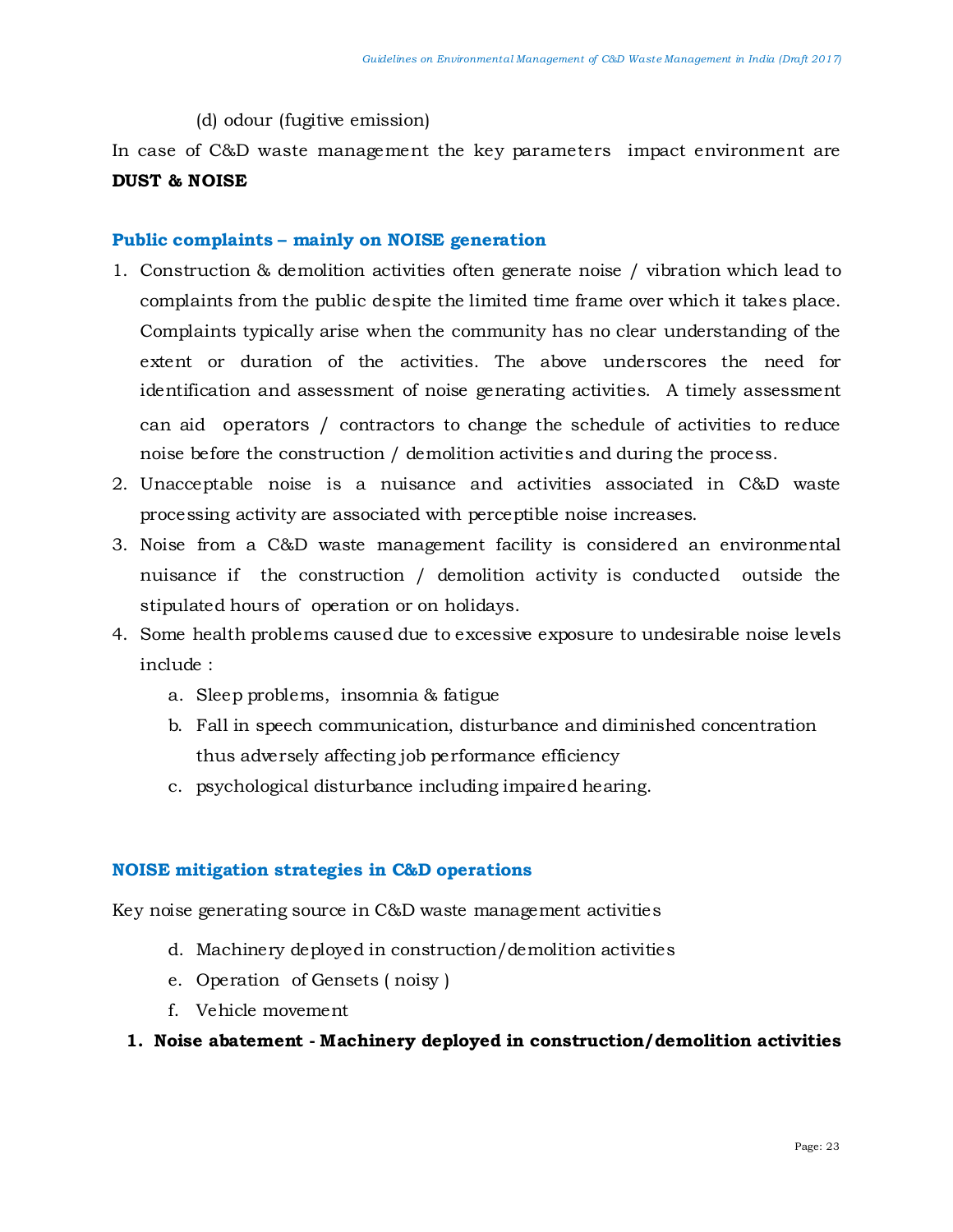(d) odour (fugitive emission)

In case of C&D waste management the key parameters impact environment are **DUST & NOISE**

### Public complaints – mainly on NOISE generation

1. Construction & demolition activities often generate noise / vibration which lead to complaints from the public despite the limited time frame over which it takes place. Complaints typically arise when the community has no clear understanding of the extent or duration of the activities. The above underscores the need for identification and assessment of noise generating activities. A timely assessment can aid operators / contractors to change the schedule of activities to reduce noise before the construction / demolition activities and during the process.
2. Unacceptable noise is a nuisance and activities associated in C&D waste processing activity are associated with perceptible noise increases.
3. Noise from a C&D waste management facility is considered an environmental nuisance if the construction / demolition activity is conducted outside the stipulated hours of operation or on holidays.
4. Some health problems caused due to excessive exposure to undesirable noise levels include :
    a. Sleep problems, insomnia & fatigue
    b. Fall in speech communication, disturbance and diminished concentration thus adversely affecting job performance efficiency
    c. psychological disturbance including impaired hearing.

### NOISE mitigation strategies in C&D operations

Key noise generating source in C&D waste management activities

d. Machinery deployed in construction/demolition activities
e. Operation of Gensets ( noisy )
f. Vehicle movement

1. **Noise abatement - Machinery deployed in construction/demolition activities**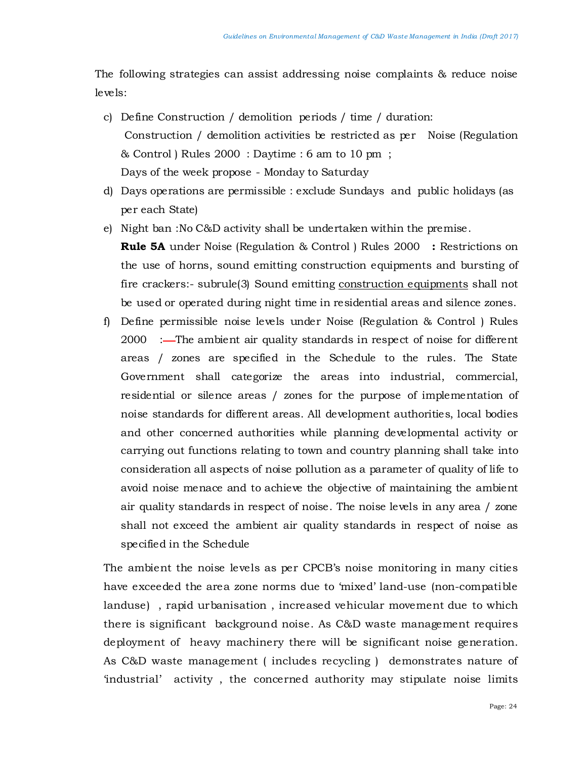The following strategies can assist addressing noise complaints & reduce noise levels:

c) Define Construction / demolition periods / time / duration:
 Construction / demolition activities be restricted as per Noise (Regulation & Control ) Rules 2000 : Daytime : 6 am to 10 pm ;
 Days of the week propose - Monday to Saturday
d) Days operations are permissible : exclude Sundays and public holidays (as per each State)
e) Night ban :No C&D activity shall be undertaken within the premise.
 **Rule 5A** under Noise (Regulation & Control ) Rules 2000 **:** Restrictions on the use of horns, sound emitting construction equipments and bursting of fire crackers:- subrule(3) Sound emitting construction equipments shall not be used or operated during night time in residential areas and silence zones.
f) Define permissible noise levels under Noise (Regulation & Control ) Rules 2000 :—The ambient air quality standards in respect of noise for different areas / zones are specified in the Schedule to the rules. The State Government shall categorize the areas into industrial, commercial, residential or silence areas / zones for the purpose of implementation of noise standards for different areas. All development authorities, local bodies and other concerned authorities while planning developmental activity or carrying out functions relating to town and country planning shall take into consideration all aspects of noise pollution as a parameter of quality of life to avoid noise menace and to achieve the objective of maintaining the ambient air quality standards in respect of noise. The noise levels in any area / zone shall not exceed the ambient air quality standards in respect of noise as specified in the Schedule

The ambient the noise levels as per CPCB's noise monitoring in many cities have exceeded the area zone norms due to 'mixed' land-use (non-compatible landuse) , rapid urbanisation , increased vehicular movement due to which there is significant background noise. As C&D waste management requires deployment of heavy machinery there will be significant noise generation. As C&D waste management ( includes recycling ) demonstrates nature of 'industrial' activity , the concerned authority may stipulate noise limits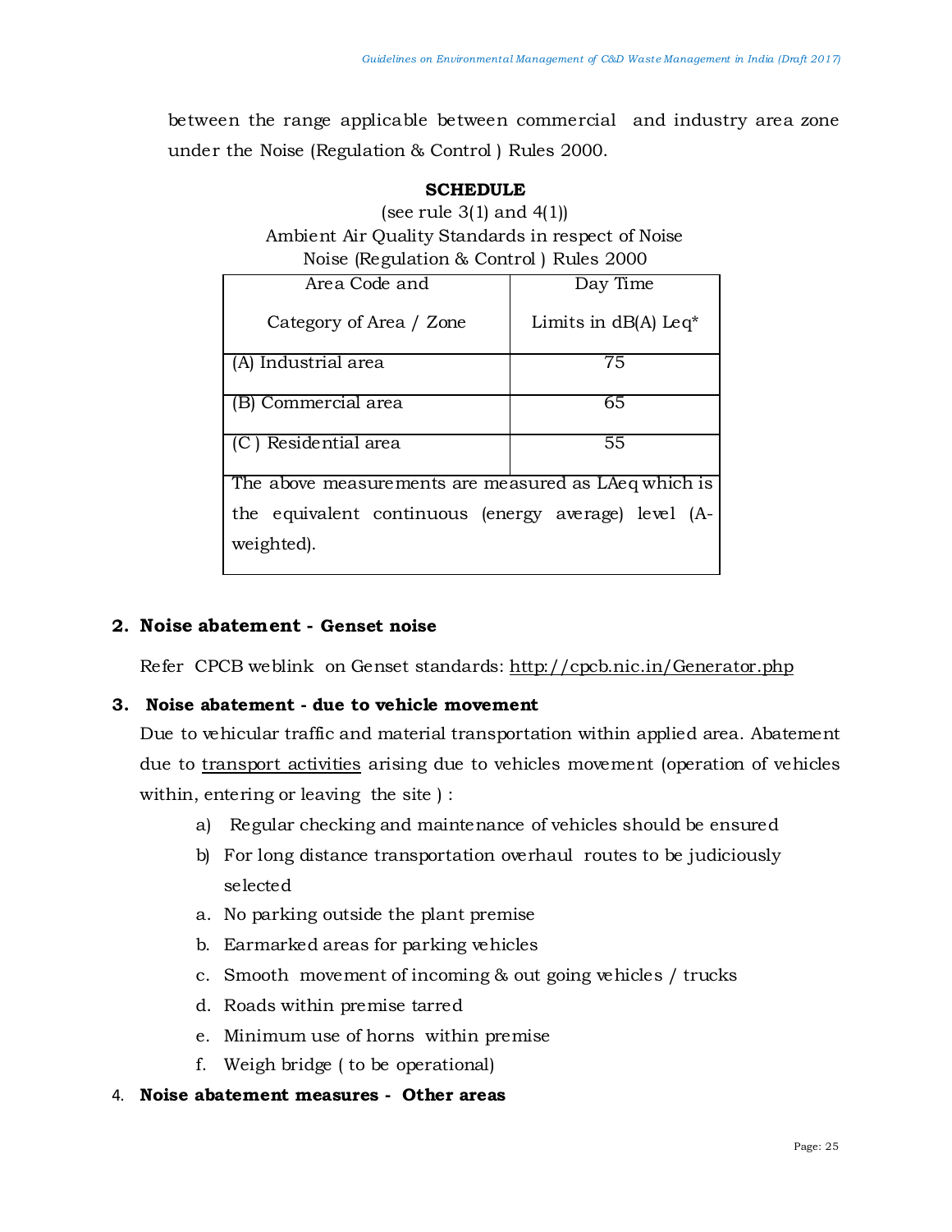between the range applicable between commercial and industry area zone under the Noise (Regulation & Control ) Rules 2000.

**SCHEDULE**

(see rule 3(1) and 4(1))

Ambient Air Quality Standards in respect of Noise

Noise (Regulation & Control ) Rules 2000

| Area Code and Category of Area / Zone | Day Time Limits in dB(A) Leq* |
|---|---|
| (A) Industrial area | 75 |
| (B) Commercial area | 65 |
| (C ) Residential area | 55 |
| The above measurements are measured as LAeq which is the equivalent continuous (energy average) level (A-weighted). | |

**2. Noise abatement - Genset noise**

Refer CPCB weblink on Genset standards: http://cpcb.nic.in/Generator.php

**3. Noise abatement - due to vehicle movement**

Due to vehicular traffic and material transportation within applied area. Abatement due to transport activities arising due to vehicles movement (operation of vehicles within, entering or leaving the site ) :

a) Regular checking and maintenance of vehicles should be ensured
b) For long distance transportation overhaul routes to be judiciously selected

a. No parking outside the plant premise
b. Earmarked areas for parking vehicles
c. Smooth movement of incoming & out going vehicles / trucks
d. Roads within premise tarred
e. Minimum use of horns within premise
f. Weigh bridge ( to be operational)

4. **Noise abatement measures - Other areas**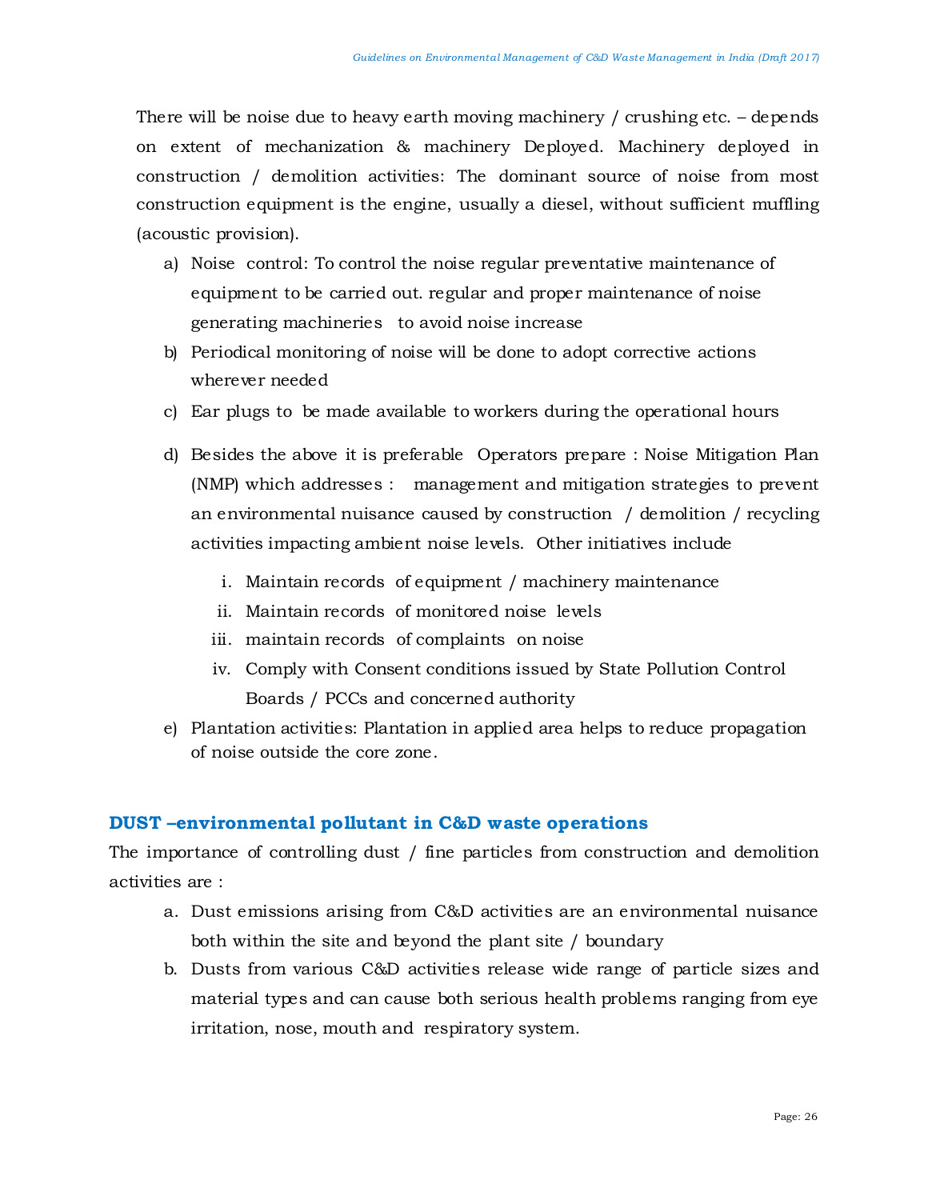There will be noise due to heavy earth moving machinery / crushing etc. – depends on extent of mechanization & machinery Deployed. Machinery deployed in construction / demolition activities: The dominant source of noise from most construction equipment is the engine, usually a diesel, without sufficient muffling (acoustic provision).

a) Noise control: To control the noise regular preventative maintenance of equipment to be carried out. regular and proper maintenance of noise generating machineries to avoid noise increase
b) Periodical monitoring of noise will be done to adopt corrective actions wherever needed
c) Ear plugs to be made available to workers during the operational hours
d) Besides the above it is preferable Operators prepare : Noise Mitigation Plan (NMP) which addresses : management and mitigation strategies to prevent an environmental nuisance caused by construction / demolition / recycling activities impacting ambient noise levels. Other initiatives include
    i. Maintain records of equipment / machinery maintenance
    ii. Maintain records of monitored noise levels
    iii. maintain records of complaints on noise
    iv. Comply with Consent conditions issued by State Pollution Control Boards / PCCs and concerned authority
e) Plantation activities: Plantation in applied area helps to reduce propagation of noise outside the core zone.

## DUST –environmental pollutant in C&D waste operations

The importance of controlling dust / fine particles from construction and demolition activities are :

a. Dust emissions arising from C&D activities are an environmental nuisance both within the site and beyond the plant site / boundary
b. Dusts from various C&D activities release wide range of particle sizes and material types and can cause both serious health problems ranging from eye irritation, nose, mouth and respiratory system.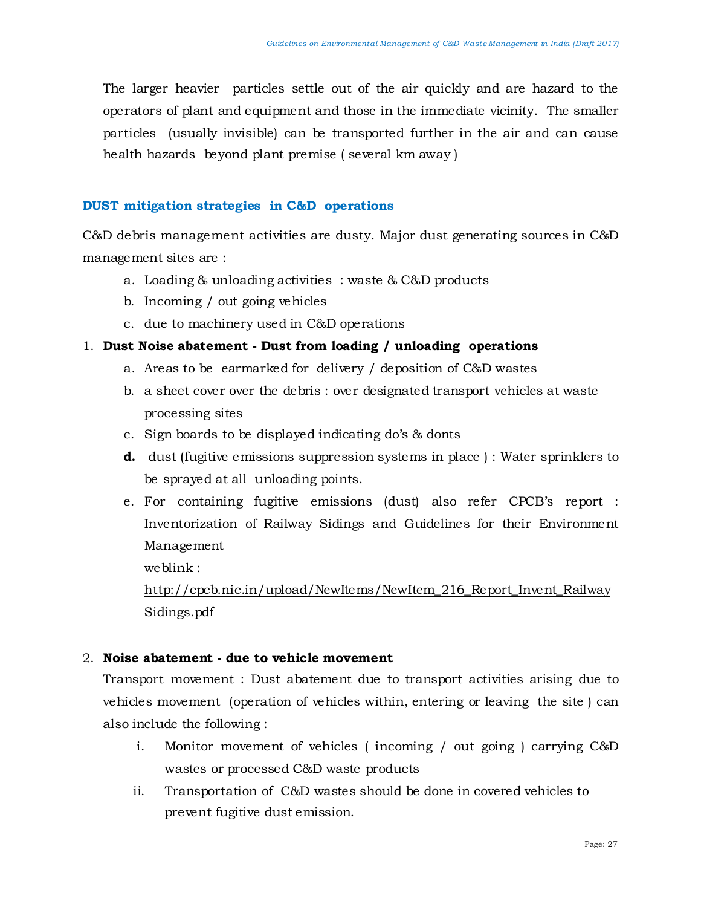The larger heavier particles settle out of the air quickly and are hazard to the operators of plant and equipment and those in the immediate vicinity. The smaller particles (usually invisible) can be transported further in the air and can cause health hazards beyond plant premise ( several km away )

## DUST mitigation strategies in C&D operations

C&D debris management activities are dusty. Major dust generating sources in C&D management sites are :

a. Loading & unloading activities : waste & C&D products
b. Incoming / out going vehicles
c. due to machinery used in C&D operations

1. **Dust Noise abatement - Dust from loading / unloading operations**
    a. Areas to be earmarked for delivery / deposition of C&D wastes
    b. a sheet cover over the debris : over designated transport vehicles at waste processing sites
    c. Sign boards to be displayed indicating do's & donts
    **d.** dust (fugitive emissions suppression systems in place ) : Water sprinklers to be sprayed at all unloading points.
    e. For containing fugitive emissions (dust) also refer CPCB's report : Inventorization of Railway Sidings and Guidelines for their Environment Management
    weblink :
    http://cpcb.nic.in/upload/NewItems/NewItem_216_Report_Invent_RailwaySidings.pdf

2. **Noise abatement - due to vehicle movement**

    Transport movement : Dust abatement due to transport activities arising due to vehicles movement (operation of vehicles within, entering or leaving the site ) can also include the following :

    i. Monitor movement of vehicles ( incoming / out going ) carrying C&D wastes or processed C&D waste products
    ii. Transportation of C&D wastes should be done in covered vehicles to prevent fugitive dust emission.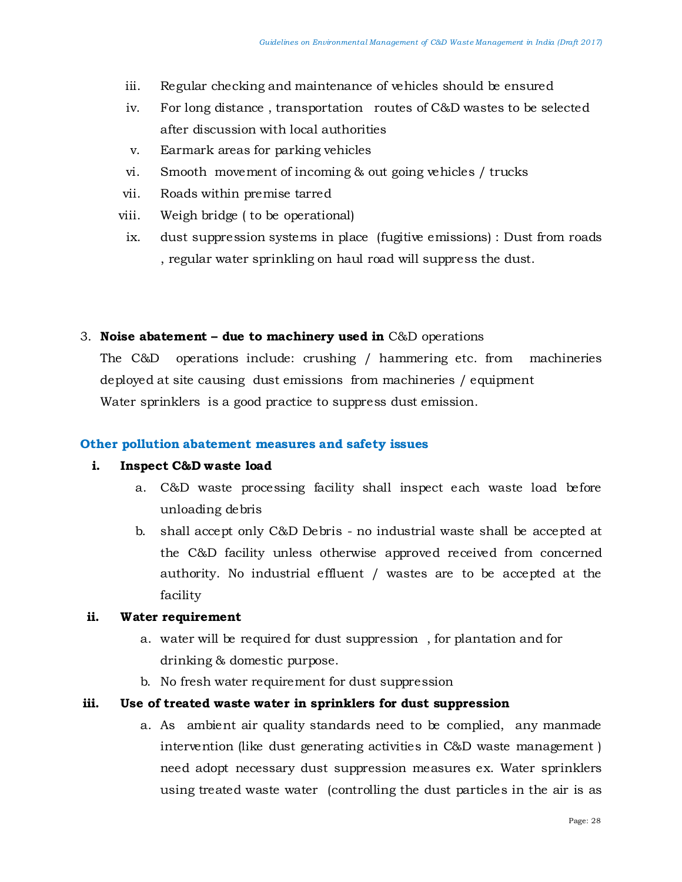iii. Regular checking and maintenance of vehicles should be ensured
iv. For long distance , transportation routes of C&D wastes to be selected after discussion with local authorities
v. Earmark areas for parking vehicles
vi. Smooth movement of incoming & out going vehicles / trucks
vii. Roads within premise tarred
viii. Weigh bridge ( to be operational)
ix. dust suppression systems in place (fugitive emissions) : Dust from roads , regular water sprinkling on haul road will suppress the dust.

3. **Noise abatement – due to machinery used in** C&D operations

   The C&D operations include: crushing / hammering etc. from machineries deployed at site causing dust emissions from machineries / equipment
   
   Water sprinklers is a good practice to suppress dust emission.

### Other pollution abatement measures and safety issues

**i. Inspect C&D waste load**

a. C&D waste processing facility shall inspect each waste load before unloading debris
b. shall accept only C&D Debris - no industrial waste shall be accepted at the C&D facility unless otherwise approved received from concerned authority. No industrial effluent / wastes are to be accepted at the facility

**ii. Water requirement**

a. water will be required for dust suppression , for plantation and for drinking & domestic purpose.
b. No fresh water requirement for dust suppression

**iii. Use of treated waste water in sprinklers for dust suppression**

a. As ambient air quality standards need to be complied, any manmade intervention (like dust generating activities in C&D waste management ) need adopt necessary dust suppression measures ex. Water sprinklers using treated waste water (controlling the dust particles in the air is as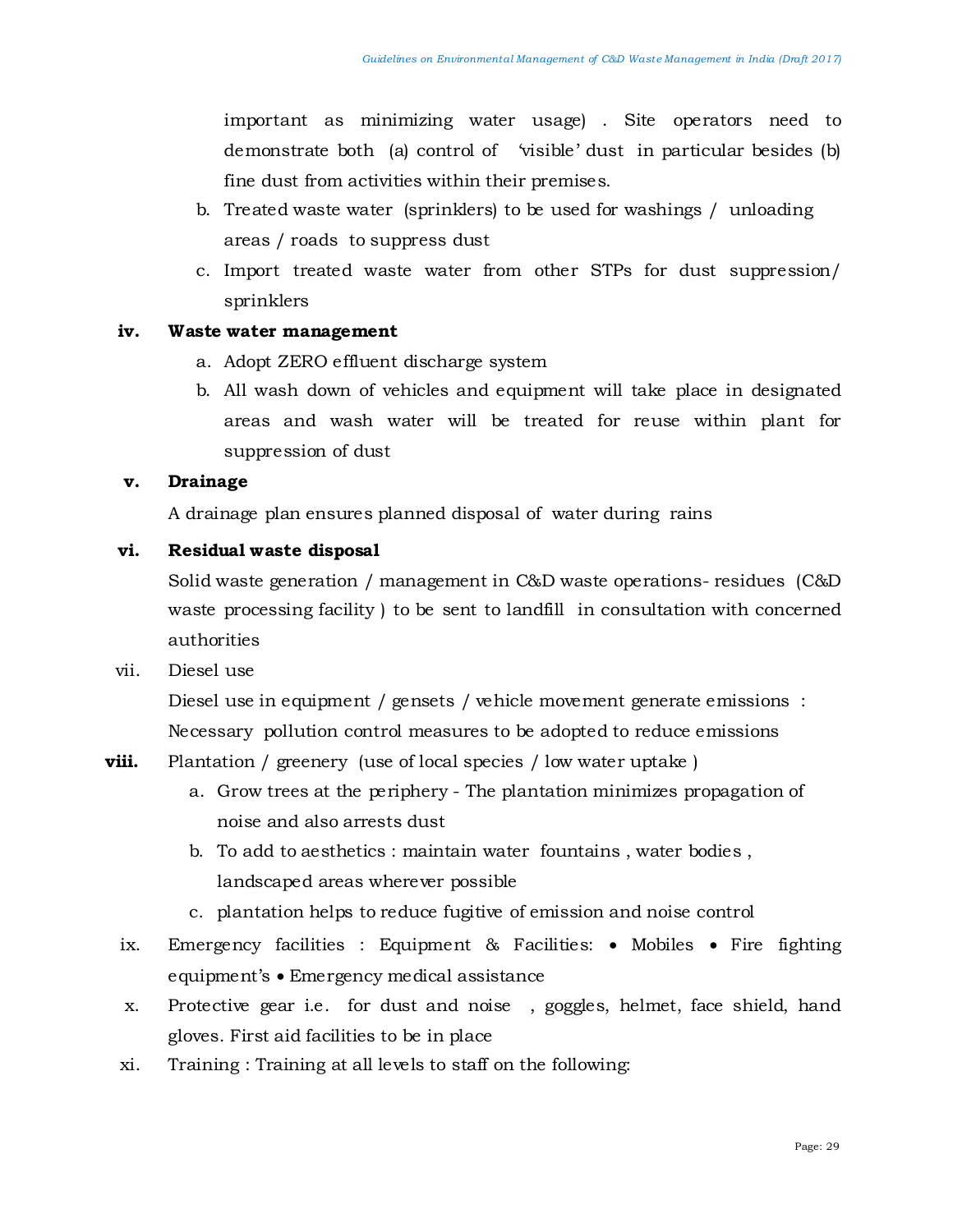important as minimizing water usage) . Site operators need to demonstrate both (a) control of 'visible' dust in particular besides (b) fine dust from activities within their premises.

b. Treated waste water (sprinklers) to be used for washings / unloading areas / roads to suppress dust

c. Import treated waste water from other STPs for dust suppression/ sprinklers

**iv. Waste water management**

a. Adopt ZERO effluent discharge system

b. All wash down of vehicles and equipment will take place in designated areas and wash water will be treated for reuse within plant for suppression of dust

**v. Drainage**

A drainage plan ensures planned disposal of water during rains

**vi. Residual waste disposal**

Solid waste generation / management in C&D waste operations- residues (C&D waste processing facility ) to be sent to landfill in consultation with concerned authorities

vii. Diesel use

Diesel use in equipment / gensets / vehicle movement generate emissions : Necessary pollution control measures to be adopted to reduce emissions

**viii.** Plantation / greenery (use of local species / low water uptake )

a. Grow trees at the periphery - The plantation minimizes propagation of noise and also arrests dust

b. To add to aesthetics : maintain water fountains , water bodies , landscaped areas wherever possible

c. plantation helps to reduce fugitive of emission and noise control

ix. Emergency facilities : Equipment & Facilities: • Mobiles • Fire fighting equipment's • Emergency medical assistance

x. Protective gear i.e. for dust and noise , goggles, helmet, face shield, hand gloves. First aid facilities to be in place

xi. Training : Training at all levels to staff on the following: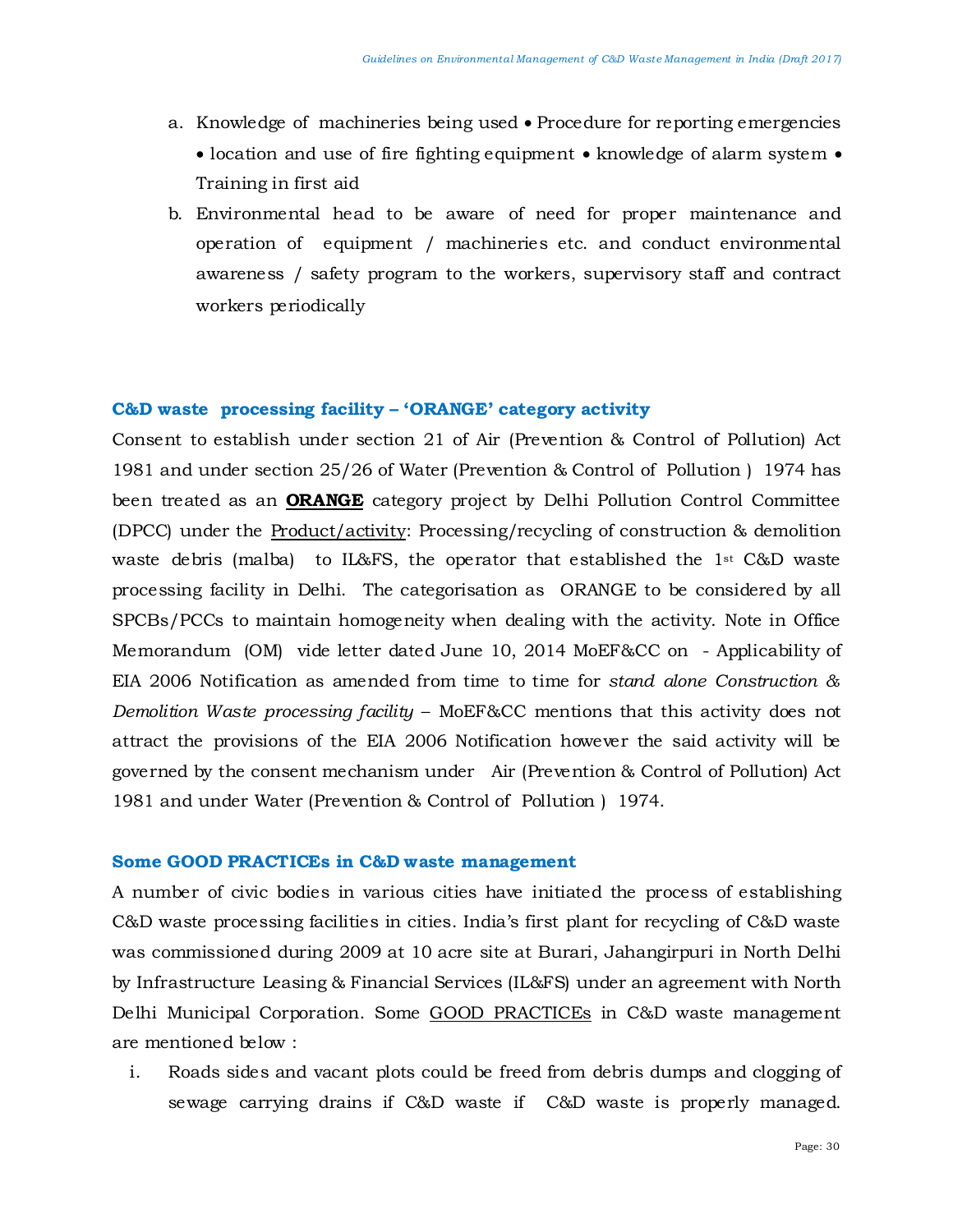a. Knowledge of machineries being used • Procedure for reporting emergencies • location and use of fire fighting equipment • knowledge of alarm system • Training in first aid

b. Environmental head to be aware of need for proper maintenance and operation of equipment / machineries etc. and conduct environmental awareness / safety program to the workers, supervisory staff and contract workers periodically

### C&D waste processing facility – 'ORANGE' category activity

Consent to establish under section 21 of Air (Prevention & Control of Pollution) Act 1981 and under section 25/26 of Water (Prevention & Control of Pollution ) 1974 has been treated as an **ORANGE** category project by Delhi Pollution Control Committee (DPCC) under the Product/activity: Processing/recycling of construction & demolition waste debris (malba) to IL&FS, the operator that established the 1st C&D waste processing facility in Delhi. The categorisation as ORANGE to be considered by all SPCBs/PCCs to maintain homogeneity when dealing with the activity. Note in Office Memorandum (OM) vide letter dated June 10, 2014 MoEF&CC on - Applicability of EIA 2006 Notification as amended from time to time for *stand alone Construction & Demolition Waste processing facility* – MoEF&CC mentions that this activity does not attract the provisions of the EIA 2006 Notification however the said activity will be governed by the consent mechanism under Air (Prevention & Control of Pollution) Act 1981 and under Water (Prevention & Control of Pollution ) 1974.

### Some GOOD PRACTICEs in C&D waste management

A number of civic bodies in various cities have initiated the process of establishing C&D waste processing facilities in cities. India's first plant for recycling of C&D waste was commissioned during 2009 at 10 acre site at Burari, Jahangirpuri in North Delhi by Infrastructure Leasing & Financial Services (IL&FS) under an agreement with North Delhi Municipal Corporation. Some GOOD PRACTICEs in C&D waste management are mentioned below :

i. Roads sides and vacant plots could be freed from debris dumps and clogging of sewage carrying drains if C&D waste if C&D waste is properly managed.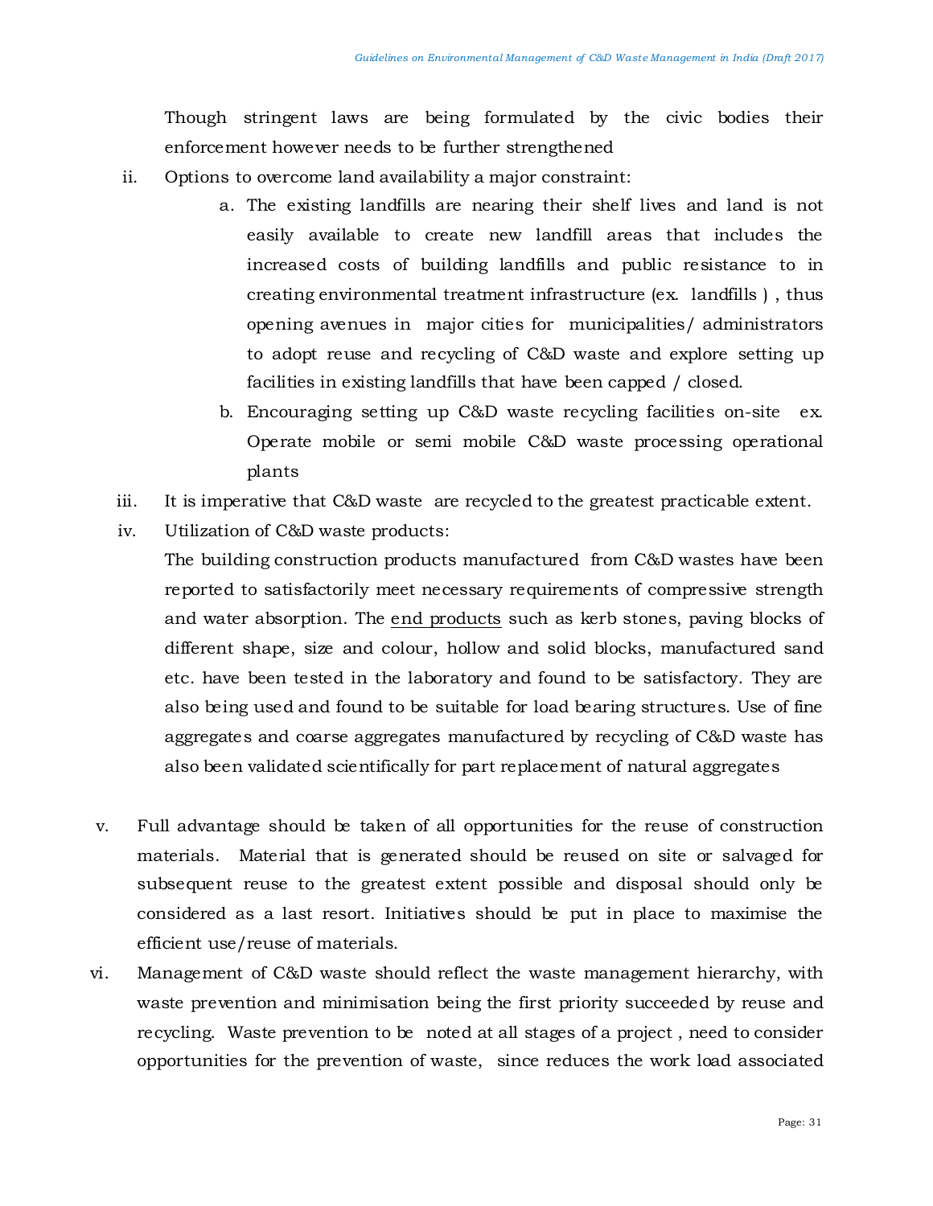Though stringent laws are being formulated by the civic bodies their enforcement however needs to be further strengthened

ii. Options to overcome land availability a major constraint:

   a. The existing landfills are nearing their shelf lives and land is not easily available to create new landfill areas that includes the increased costs of building landfills and public resistance to in creating environmental treatment infrastructure (ex. landfills ) , thus opening avenues in major cities for municipalities/ administrators to adopt reuse and recycling of C&D waste and explore setting up facilities in existing landfills that have been capped / closed.

   b. Encouraging setting up C&D waste recycling facilities on-site ex. Operate mobile or semi mobile C&D waste processing operational plants

iii. It is imperative that C&D waste are recycled to the greatest practicable extent.

iv. Utilization of C&D waste products:

   The building construction products manufactured from C&D wastes have been reported to satisfactorily meet necessary requirements of compressive strength and water absorption. The end products such as kerb stones, paving blocks of different shape, size and colour, hollow and solid blocks, manufactured sand etc. have been tested in the laboratory and found to be satisfactory. They are also being used and found to be suitable for load bearing structures. Use of fine aggregates and coarse aggregates manufactured by recycling of C&D waste has also been validated scientifically for part replacement of natural aggregates

v. Full advantage should be taken of all opportunities for the reuse of construction materials. Material that is generated should be reused on site or salvaged for subsequent reuse to the greatest extent possible and disposal should only be considered as a last resort. Initiatives should be put in place to maximise the efficient use/reuse of materials.

vi. Management of C&D waste should reflect the waste management hierarchy, with waste prevention and minimisation being the first priority succeeded by reuse and recycling. Waste prevention to be noted at all stages of a project , need to consider opportunities for the prevention of waste, since reduces the work load associated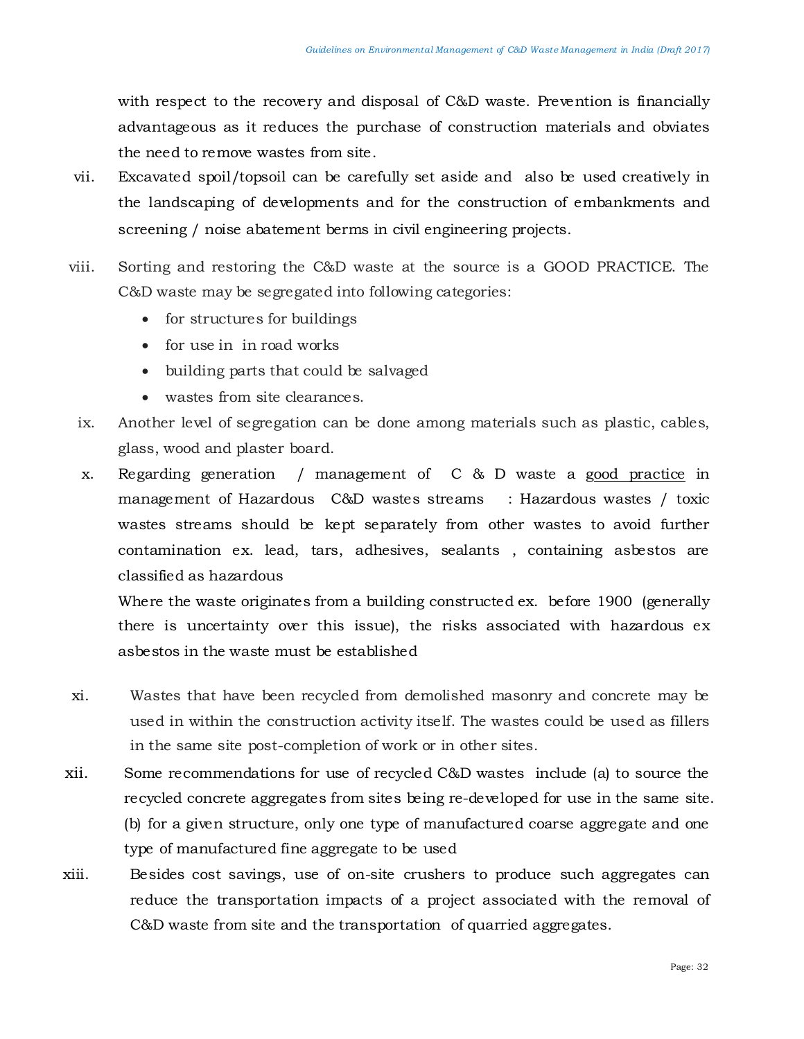with respect to the recovery and disposal of C&D waste. Prevention is financially advantageous as it reduces the purchase of construction materials and obviates the need to remove wastes from site.

vii. Excavated spoil/topsoil can be carefully set aside and also be used creatively in the landscaping of developments and for the construction of embankments and screening / noise abatement berms in civil engineering projects.

viii. Sorting and restoring the C&D waste at the source is a GOOD PRACTICE. The C&D waste may be segregated into following categories:

  - for structures for buildings
  - for use in in road works
  - building parts that could be salvaged
  - wastes from site clearances.

ix. Another level of segregation can be done among materials such as plastic, cables, glass, wood and plaster board.

x. Regarding generation / management of C & D waste a <u>good practice</u> in management of Hazardous C&D wastes streams : Hazardous wastes / toxic wastes streams should be kept separately from other wastes to avoid further contamination ex. lead, tars, adhesives, sealants , containing asbestos are classified as hazardous

   Where the waste originates from a building constructed ex. before 1900 (generally there is uncertainty over this issue), the risks associated with hazardous ex asbestos in the waste must be established

xi. Wastes that have been recycled from demolished masonry and concrete may be used in within the construction activity itself. The wastes could be used as fillers in the same site post-completion of work or in other sites.

xii. Some recommendations for use of recycled C&D wastes include (a) to source the recycled concrete aggregates from sites being re-developed for use in the same site. (b) for a given structure, only one type of manufactured coarse aggregate and one type of manufactured fine aggregate to be used

xiii. Besides cost savings, use of on-site crushers to produce such aggregates can reduce the transportation impacts of a project associated with the removal of C&D waste from site and the transportation of quarried aggregates.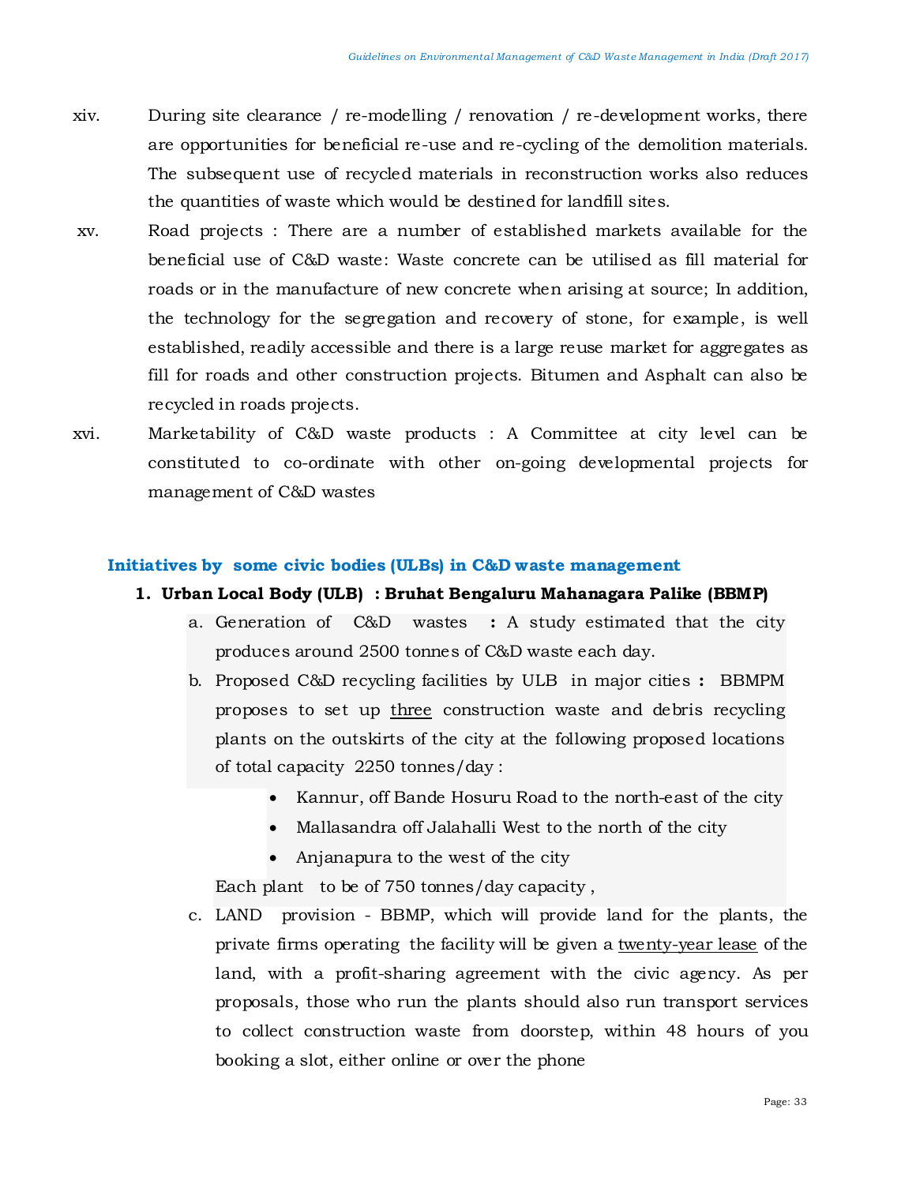xiv. During site clearance / re-modelling / renovation / re-development works, there are opportunities for beneficial re-use and re-cycling of the demolition materials. The subsequent use of recycled materials in reconstruction works also reduces the quantities of waste which would be destined for landfill sites.

xv. Road projects : There are a number of established markets available for the beneficial use of C&D waste: Waste concrete can be utilised as fill material for roads or in the manufacture of new concrete when arising at source; In addition, the technology for the segregation and recovery of stone, for example, is well established, readily accessible and there is a large reuse market for aggregates as fill for roads and other construction projects. Bitumen and Asphalt can also be recycled in roads projects.

xvi. Marketability of C&D waste products : A Committee at city level can be constituted to co-ordinate with other on-going developmental projects for management of C&D wastes

### Initiatives by some civic bodies (ULBs) in C&D waste management

1. **Urban Local Body (ULB) : Bruhat Bengaluru Mahanagara Palike (BBMP)**

   a. Generation of C&D wastes **:** A study estimated that the city produces around 2500 tonnes of C&D waste each day.

   b. Proposed C&D recycling facilities by ULB in major cities **:** BBMPM proposes to set up <u>three</u> construction waste and debris recycling plants on the outskirts of the city at the following proposed locations of total capacity 2250 tonnes/day :

      - Kannur, off Bande Hosuru Road to the north-east of the city
      - Mallasandra off Jalahalli West to the north of the city
      - Anjanapura to the west of the city

      Each plant to be of 750 tonnes/day capacity ,

   c. LAND provision - BBMP, which will provide land for the plants, the private firms operating the facility will be given a <u>twenty-year lease</u> of the land, with a profit-sharing agreement with the civic agency. As per proposals, those who run the plants should also run transport services to collect construction waste from doorstep, within 48 hours of you booking a slot, either online or over the phone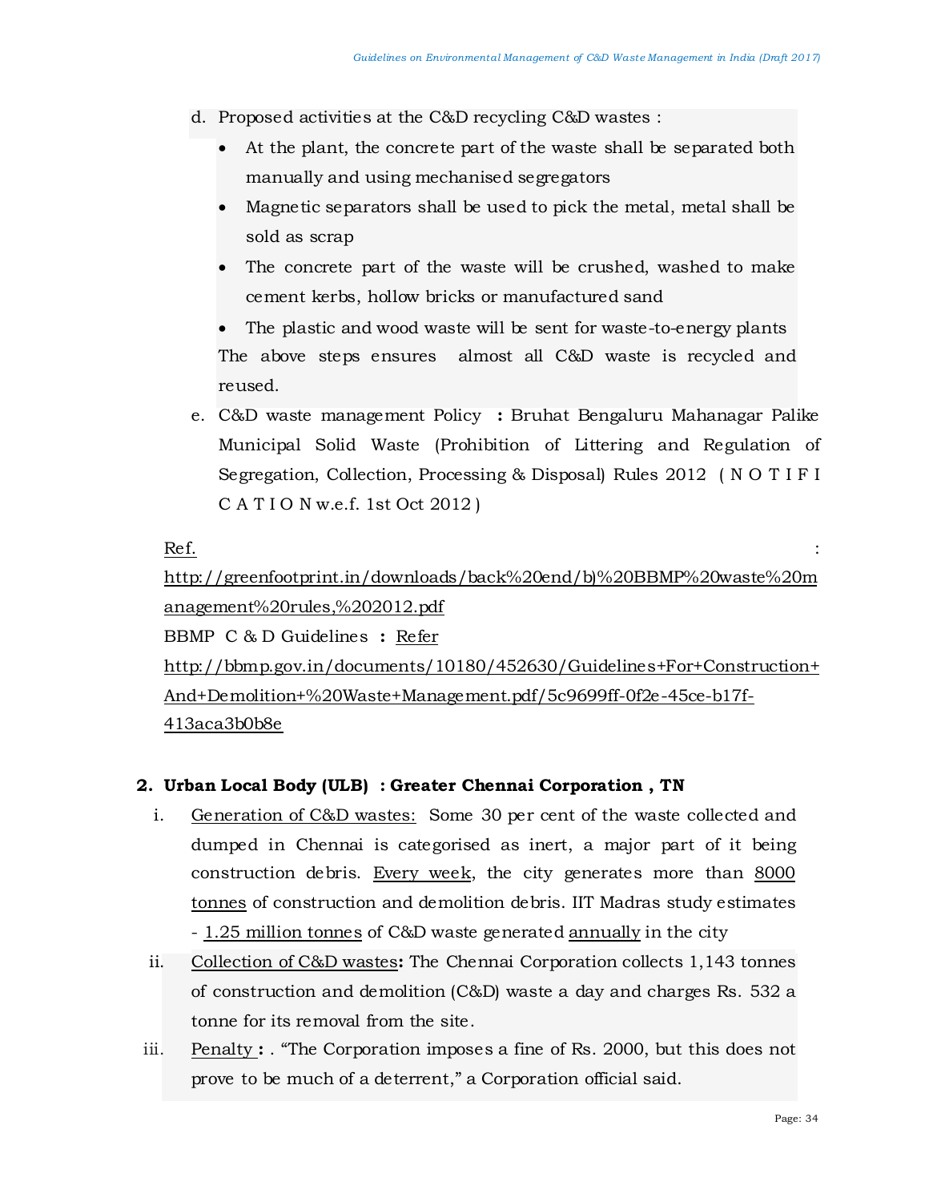d. Proposed activities at the C&D recycling C&D wastes :
   - At the plant, the concrete part of the waste shall be separated both manually and using mechanised segregators
   - Magnetic separators shall be used to pick the metal, metal shall be sold as scrap
   - The concrete part of the waste will be crushed, washed to make cement kerbs, hollow bricks or manufactured sand
   - The plastic and wood waste will be sent for waste-to-energy plants

   The above steps ensures almost all C&D waste is recycled and reused.

e. C&D waste management Policy **:** Bruhat Bengaluru Mahanagar Palike Municipal Solid Waste (Prohibition of Littering and Regulation of Segregation, Collection, Processing & Disposal) Rules 2012 ( N O T I F I C A T I O N w.e.f. 1st Oct 2012 )

Ref. : http://greenfootprint.in/downloads/back%20end/b)%20BBMP%20waste%20management%20rules,%202012.pdf

BBMP C & D Guidelines **:** Refer http://bbmp.gov.in/documents/10180/452630/Guidelines+For+Construction+And+Demolition+%20Waste+Management.pdf/5c9699ff-0f2e-45ce-b17f-413aca3b0b8e

## 2. Urban Local Body (ULB) : Greater Chennai Corporation , TN

i. Generation of C&D wastes: Some 30 per cent of the waste collected and dumped in Chennai is categorised as inert, a major part of it being construction debris. Every week, the city generates more than 8000 tonnes of construction and demolition debris. IIT Madras study estimates - 1.25 million tonnes of C&D waste generated annually in the city

ii. Collection of C&D wastes**:** The Chennai Corporation collects 1,143 tonnes of construction and demolition (C&D) waste a day and charges Rs. 532 a tonne for its removal from the site.

iii. Penalty **:** . "The Corporation imposes a fine of Rs. 2000, but this does not prove to be much of a deterrent," a Corporation official said.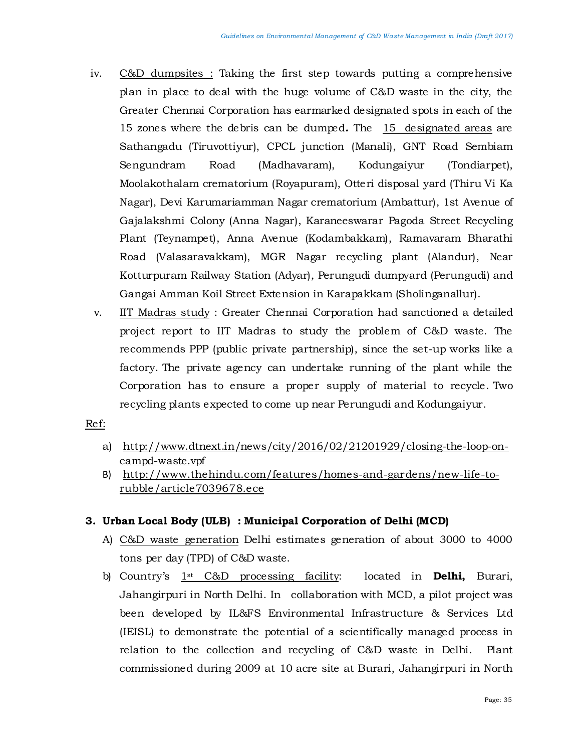iv. C&D dumpsites : Taking the first step towards putting a comprehensive plan in place to deal with the huge volume of C&D waste in the city, the Greater Chennai Corporation has earmarked designated spots in each of the 15 zones where the debris can be dumped**.** The 15 designated areas are Sathangadu (Tiruvottiyur), CPCL junction (Manali), GNT Road Sembiam Sengundram Road (Madhavaram), Kodungaiyur (Tondiarpet), Moolakothalam crematorium (Royapuram), Otteri disposal yard (Thiru Vi Ka Nagar), Devi Karumariamman Nagar crematorium (Ambattur), 1st Avenue of Gajalakshmi Colony (Anna Nagar), Karaneeswarar Pagoda Street Recycling Plant (Teynampet), Anna Avenue (Kodambakkam), Ramavaram Bharathi Road (Valasaravakkam), MGR Nagar recycling plant (Alandur), Near Kotturpuram Railway Station (Adyar), Perungudi dumpyard (Perungudi) and Gangai Amman Koil Street Extension in Karapakkam (Sholinganallur).

v. IIT Madras study : Greater Chennai Corporation had sanctioned a detailed project report to IIT Madras to study the problem of C&D waste. The recommends PPP (public private partnership), since the set-up works like a factory. The private agency can undertake running of the plant while the Corporation has to ensure a proper supply of material to recycle. Two recycling plants expected to come up near Perungudi and Kodungaiyur.

Ref:

a) http://www.dtnext.in/news/city/2016/02/21201929/closing-the-loop-on-campd-waste.vpf
B) http://www.thehindu.com/features/homes-and-gardens/new-life-to-rubble/article7039678.ece

**3. Urban Local Body (ULB) : Municipal Corporation of Delhi (MCD)**

A) C&D waste generation Delhi estimates generation of about 3000 to 4000 tons per day (TPD) of C&D waste.

b) Country's 1st C&D processing facility: located in **Delhi,** Burari, Jahangirpuri in North Delhi. In collaboration with MCD, a pilot project was been developed by IL&FS Environmental Infrastructure & Services Ltd (IEISL) to demonstrate the potential of a scientifically managed process in relation to the collection and recycling of C&D waste in Delhi. Plant commissioned during 2009 at 10 acre site at Burari, Jahangirpuri in North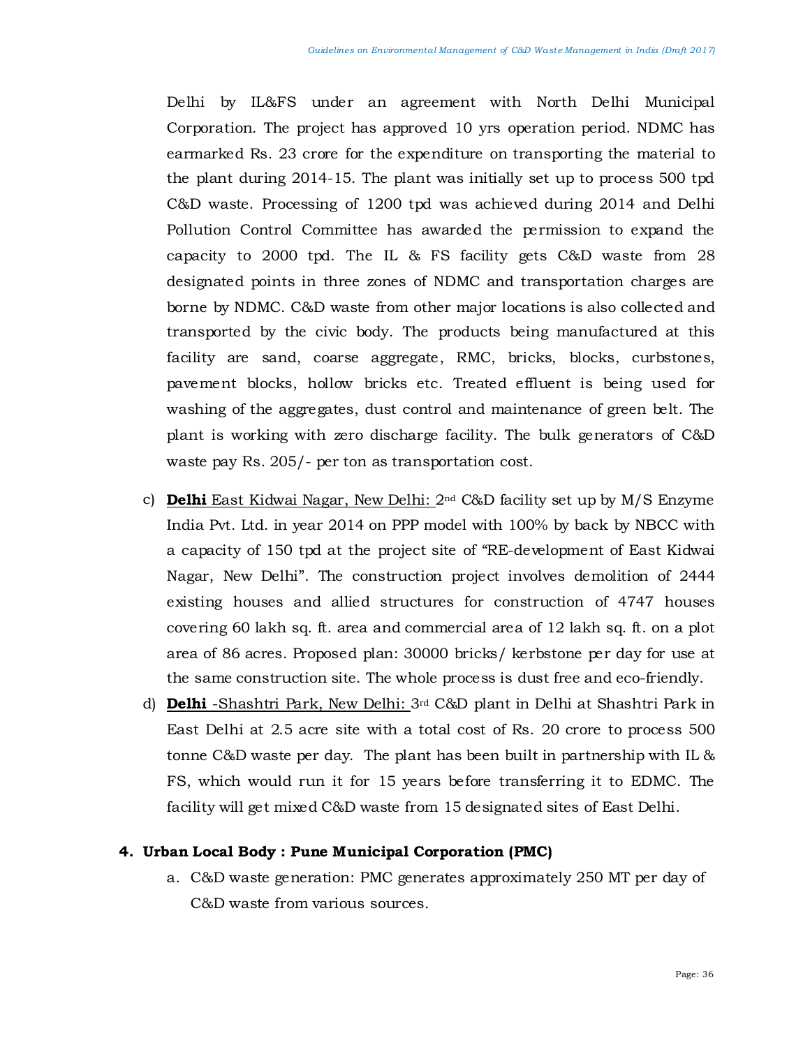Delhi by IL&FS under an agreement with North Delhi Municipal Corporation. The project has approved 10 yrs operation period. NDMC has earmarked Rs. 23 crore for the expenditure on transporting the material to the plant during 2014-15. The plant was initially set up to process 500 tpd C&D waste. Processing of 1200 tpd was achieved during 2014 and Delhi Pollution Control Committee has awarded the permission to expand the capacity to 2000 tpd. The IL & FS facility gets C&D waste from 28 designated points in three zones of NDMC and transportation charges are borne by NDMC. C&D waste from other major locations is also collected and transported by the civic body. The products being manufactured at this facility are sand, coarse aggregate, RMC, bricks, blocks, curbstones, pavement blocks, hollow bricks etc. Treated effluent is being used for washing of the aggregates, dust control and maintenance of green belt. The plant is working with zero discharge facility. The bulk generators of C&D waste pay Rs. 205/- per ton as transportation cost.

c) **Delhi** East Kidwai Nagar, New Delhi: 2nd C&D facility set up by M/S Enzyme India Pvt. Ltd. in year 2014 on PPP model with 100% by back by NBCC with a capacity of 150 tpd at the project site of "RE-development of East Kidwai Nagar, New Delhi". The construction project involves demolition of 2444 existing houses and allied structures for construction of 4747 houses covering 60 lakh sq. ft. area and commercial area of 12 lakh sq. ft. on a plot area of 86 acres. Proposed plan: 30000 bricks/ kerbstone per day for use at the same construction site. The whole process is dust free and eco-friendly.

d) **Delhi** -Shashtri Park, New Delhi: 3rd C&D plant in Delhi at Shashtri Park in East Delhi at 2.5 acre site with a total cost of Rs. 20 crore to process 500 tonne C&D waste per day. The plant has been built in partnership with IL & FS, which would run it for 15 years before transferring it to EDMC. The facility will get mixed C&D waste from 15 designated sites of East Delhi.

**4. Urban Local Body : Pune Municipal Corporation (PMC)**

a. C&D waste generation: PMC generates approximately 250 MT per day of C&D waste from various sources.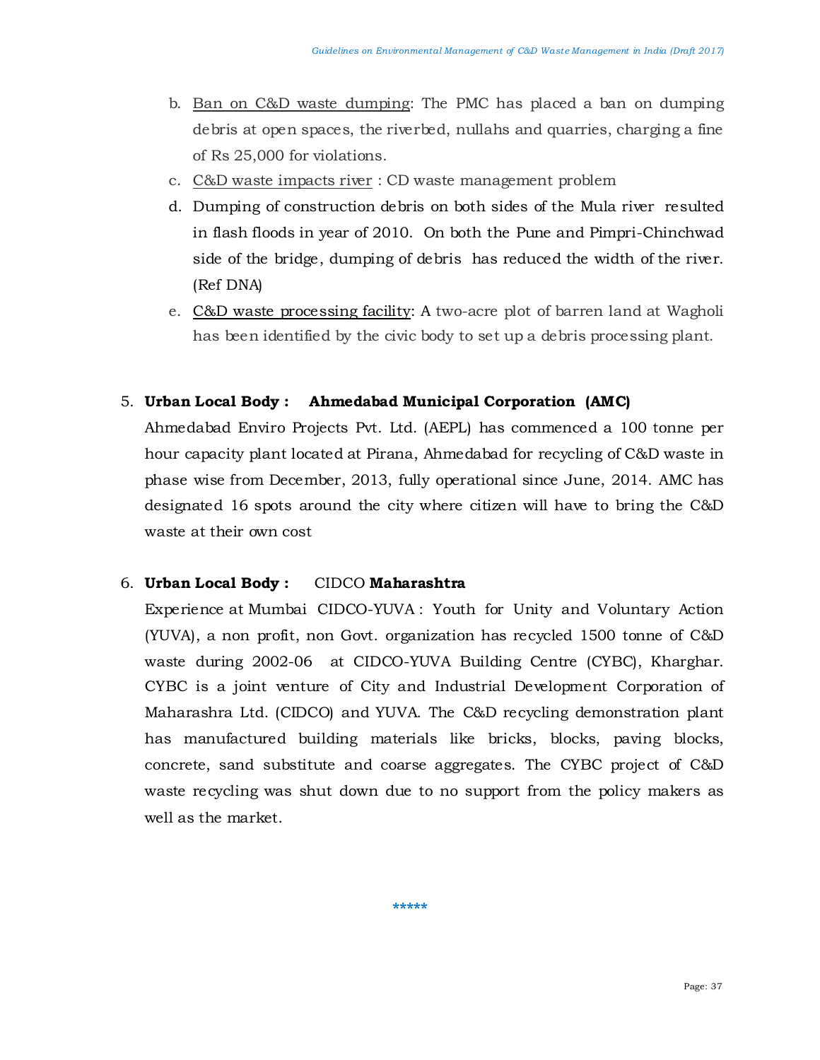b. Ban on C&D waste dumping: The PMC has placed a ban on dumping debris at open spaces, the riverbed, nullahs and quarries, charging a fine of Rs 25,000 for violations.

c. C&D waste impacts river : CD waste management problem

d. Dumping of construction debris on both sides of the Mula river resulted in flash floods in year of 2010. On both the Pune and Pimpri-Chinchwad side of the bridge, dumping of debris has reduced the width of the river. (Ref DNA)

e. C&D waste processing facility: A two-acre plot of barren land at Wagholi has been identified by the civic body to set up a debris processing plant.

5. **Urban Local Body : Ahmedabad Municipal Corporation (AMC)**

Ahmedabad Enviro Projects Pvt. Ltd. (AEPL) has commenced a 100 tonne per hour capacity plant located at Pirana, Ahmedabad for recycling of C&D waste in phase wise from December, 2013, fully operational since June, 2014. AMC has designated 16 spots around the city where citizen will have to bring the C&D waste at their own cost

6. **Urban Local Body :** CIDCO **Maharashtra**

Experience at Mumbai CIDCO-YUVA : Youth for Unity and Voluntary Action (YUVA), a non profit, non Govt. organization has recycled 1500 tonne of C&D waste during 2002-06 at CIDCO-YUVA Building Centre (CYBC), Kharghar. CYBC is a joint venture of City and Industrial Development Corporation of Maharashra Ltd. (CIDCO) and YUVA. The C&D recycling demonstration plant has manufactured building materials like bricks, blocks, paving blocks, concrete, sand substitute and coarse aggregates. The CYBC project of C&D waste recycling was shut down due to no support from the policy makers as well as the market.

*****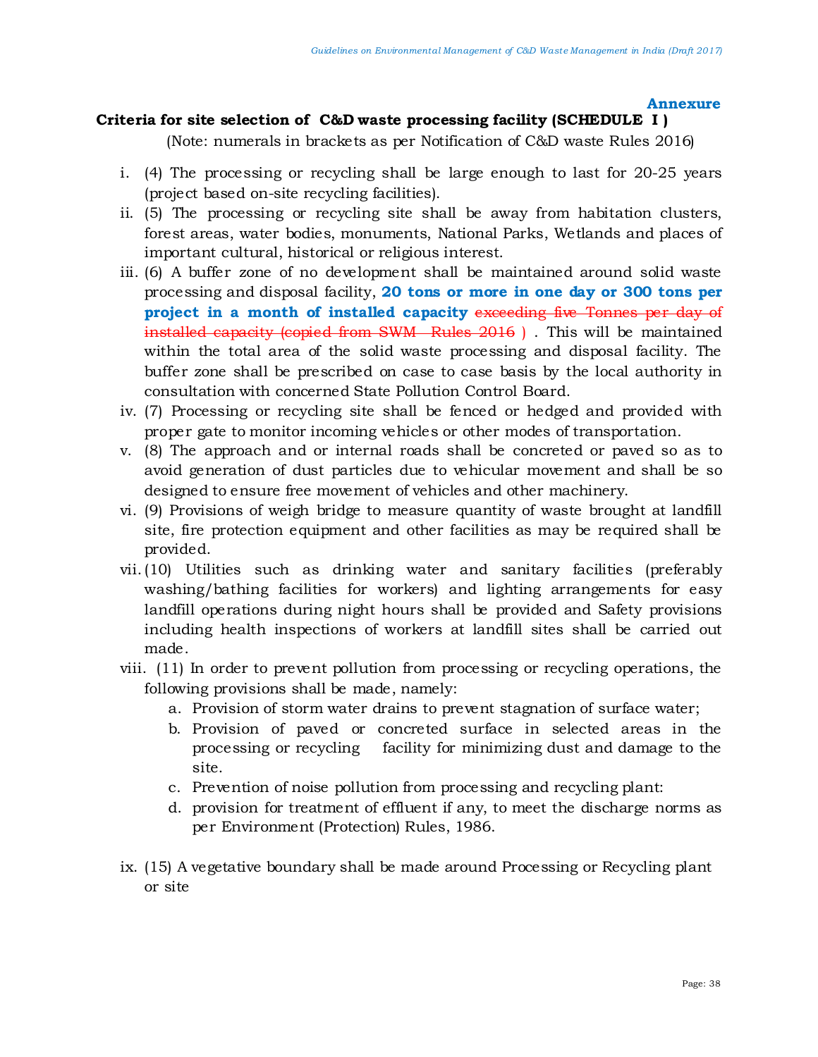**Annexure**

## Criteria for site selection of C&D waste processing facility (SCHEDULE I )

(Note: numerals in brackets as per Notification of C&D waste Rules 2016)

i. (4) The processing or recycling shall be large enough to last for 20-25 years (project based on-site recycling facilities).

ii. (5) The processing or recycling site shall be away from habitation clusters, forest areas, water bodies, monuments, National Parks, Wetlands and places of important cultural, historical or religious interest.

iii. (6) A buffer zone of no development shall be maintained around solid waste processing and disposal facility, **20 tons or more in one day or 300 tons per project in a month of installed capacity** ~~exceeding five Tonnes per day of installed capacity (copied from SWM Rules 2016 )~~ . This will be maintained within the total area of the solid waste processing and disposal facility. The buffer zone shall be prescribed on case to case basis by the local authority in consultation with concerned State Pollution Control Board.

iv. (7) Processing or recycling site shall be fenced or hedged and provided with proper gate to monitor incoming vehicles or other modes of transportation.

v. (8) The approach and or internal roads shall be concreted or paved so as to avoid generation of dust particles due to vehicular movement and shall be so designed to ensure free movement of vehicles and other machinery.

vi. (9) Provisions of weigh bridge to measure quantity of waste brought at landfill site, fire protection equipment and other facilities as may be required shall be provided.

vii. (10) Utilities such as drinking water and sanitary facilities (preferably washing/bathing facilities for workers) and lighting arrangements for easy landfill operations during night hours shall be provided and Safety provisions including health inspections of workers at landfill sites shall be carried out made.

viii. (11) In order to prevent pollution from processing or recycling operations, the following provisions shall be made, namely:

   a. Provision of storm water drains to prevent stagnation of surface water;
   b. Provision of paved or concreted surface in selected areas in the processing or recycling facility for minimizing dust and damage to the site.
   c. Prevention of noise pollution from processing and recycling plant:
   d. provision for treatment of effluent if any, to meet the discharge norms as per Environment (Protection) Rules, 1986.

ix. (15) A vegetative boundary shall be made around Processing or Recycling plant or site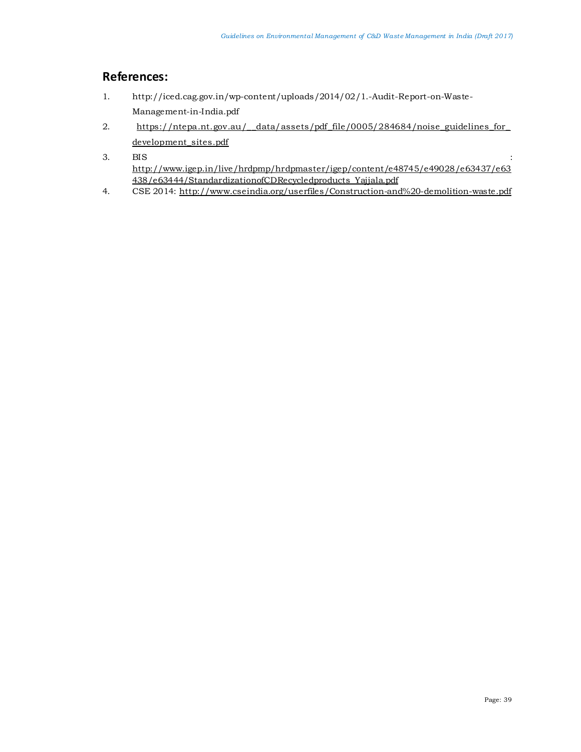## References:

1. http://iced.cag.gov.in/wp-content/uploads/2014/02/1.-Audit-Report-on-Waste-Management-in-India.pdf
2. https://ntepa.nt.gov.au/__data/assets/pdf_file/0005/284684/noise_guidelines_for_development_sites.pdf
3. BIS : http://www.igep.in/live/hrdpmp/hrdpmaster/igep/content/e48745/e49028/e63437/e63438/e63444/StandardizationofCDRecycledproducts_Yajjala.pdf
4. CSE 2014: http://www.cseindia.org/userfiles/Construction-and%20-demolition-waste.pdf